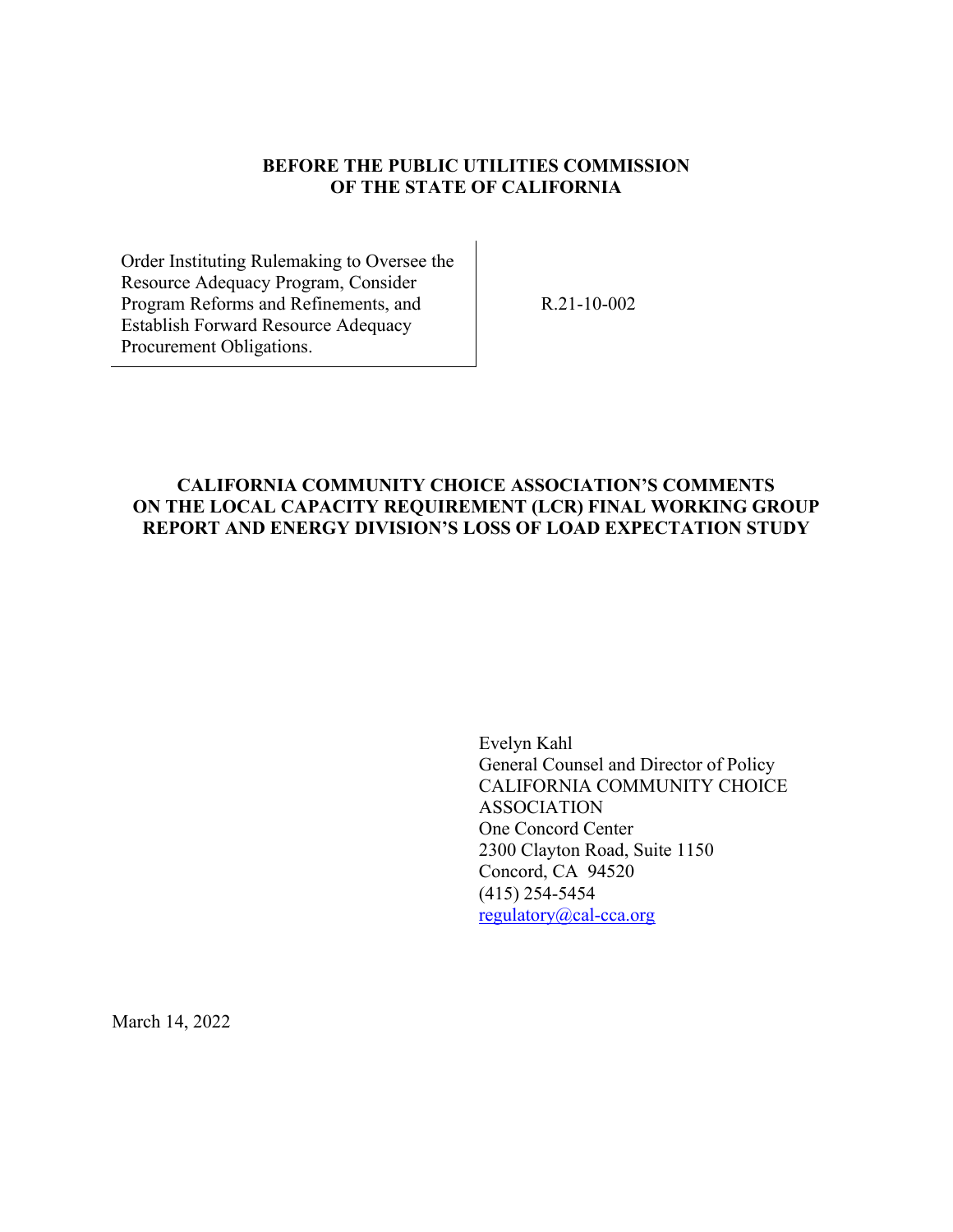**BEFORE THE PUBLIC UTILITIES COMMISSION OF THE STATE OF CALIFORNIA**

| | |
|---|---|
| Order Instituting Rulemaking to Oversee the Resource Adequacy Program, Consider Program Reforms and Refinements, and Establish Forward Resource Adequacy Procurement Obligations. | R.21-10-002 |

**CALIFORNIA COMMUNITY CHOICE ASSOCIATION'S COMMENTS ON THE LOCAL CAPACITY REQUIREMENT (LCR) FINAL WORKING GROUP REPORT AND ENERGY DIVISION'S LOSS OF LOAD EXPECTATION STUDY**

Evelyn Kahl
General Counsel and Director of Policy
CALIFORNIA COMMUNITY CHOICE ASSOCIATION
One Concord Center
2300 Clayton Road, Suite 1150
Concord, CA 94520
(415) 254-5454
regulatory@cal-cca.org

March 14, 2022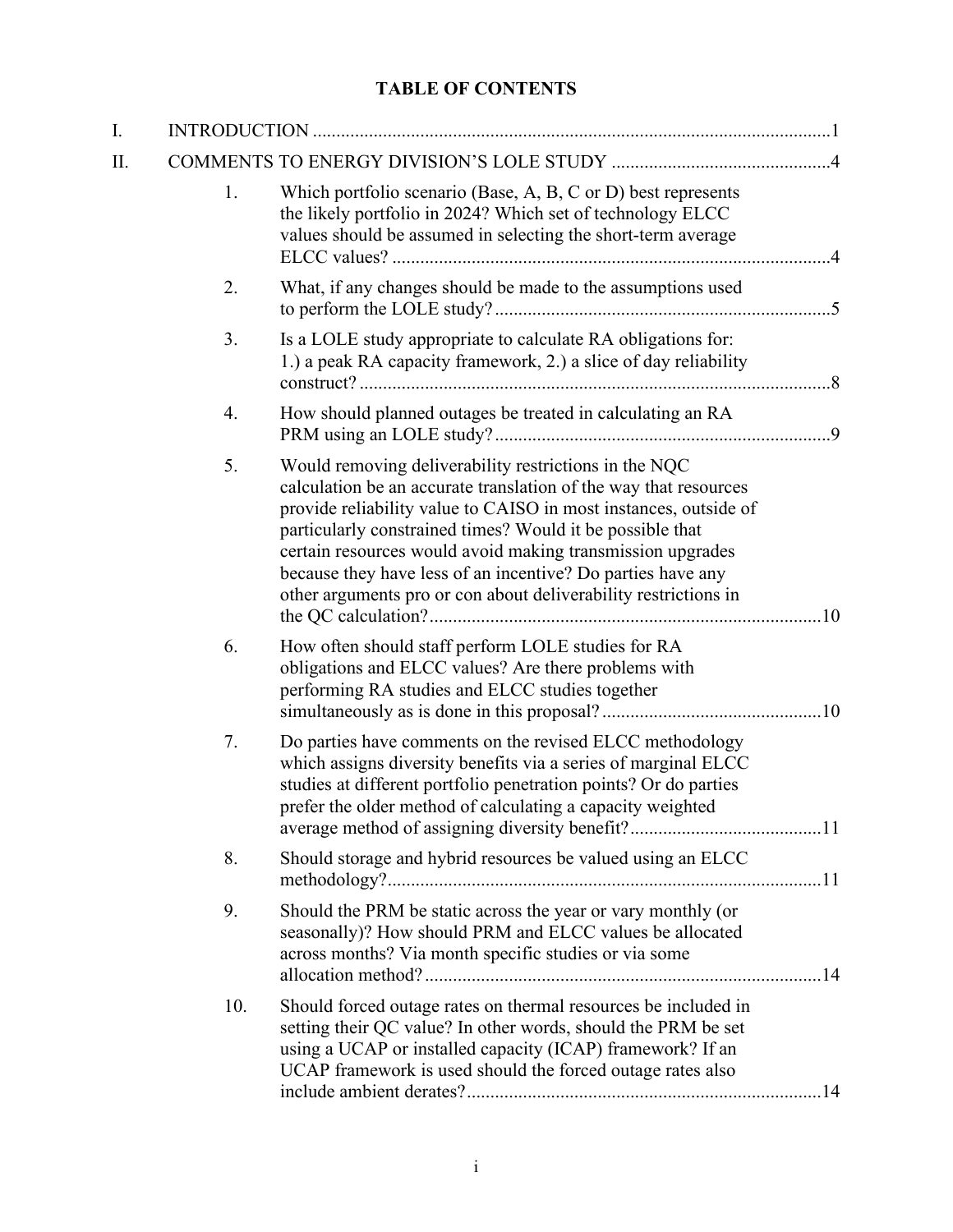# TABLE OF CONTENTS

I. INTRODUCTION ....................................................................................................1

II. COMMENTS TO ENERGY DIVISION'S LOLE STUDY ..............................................4

1. Which portfolio scenario (Base, A, B, C or D) best represents the likely portfolio in 2024? Which set of technology ELCC values should be assumed in selecting the short-term average ELCC values? ....................................................................................4

2. What, if any changes should be made to the assumptions used to perform the LOLE study? ........................................................................5

3. Is a LOLE study appropriate to calculate RA obligations for: 1.) a peak RA capacity framework, 2.) a slice of day reliability construct? ....................................................................................8

4. How should planned outages be treated in calculating an RA PRM using an LOLE study? .......................................................................9

5. Would removing deliverability restrictions in the NQC calculation be an accurate translation of the way that resources provide reliability value to CAISO in most instances, outside of particularly constrained times? Would it be possible that certain resources would avoid making transmission upgrades because they have less of an incentive? Do parties have any other arguments pro or con about deliverability restrictions in the QC calculation? ....................................................................................10

6. How often should staff perform LOLE studies for RA obligations and ELCC values? Are there problems with performing RA studies and ELCC studies together simultaneously as is done in this proposal? ...............................................10

7. Do parties have comments on the revised ELCC methodology which assigns diversity benefits via a series of marginal ELCC studies at different portfolio penetration points? Or do parties prefer the older method of calculating a capacity weighted average method of assigning diversity benefit? ........................................11

8. Should storage and hybrid resources be valued using an ELCC methodology? ............................................................................................11

9. Should the PRM be static across the year or vary monthly (or seasonally)? How should PRM and ELCC values be allocated across months? Via month specific studies or via some allocation method? ....................................................................................14

10. Should forced outage rates on thermal resources be included in setting their QC value? In other words, should the PRM be set using a UCAP or installed capacity (ICAP) framework? If an UCAP framework is used should the forced outage rates also include ambient derates? ...........................................................................14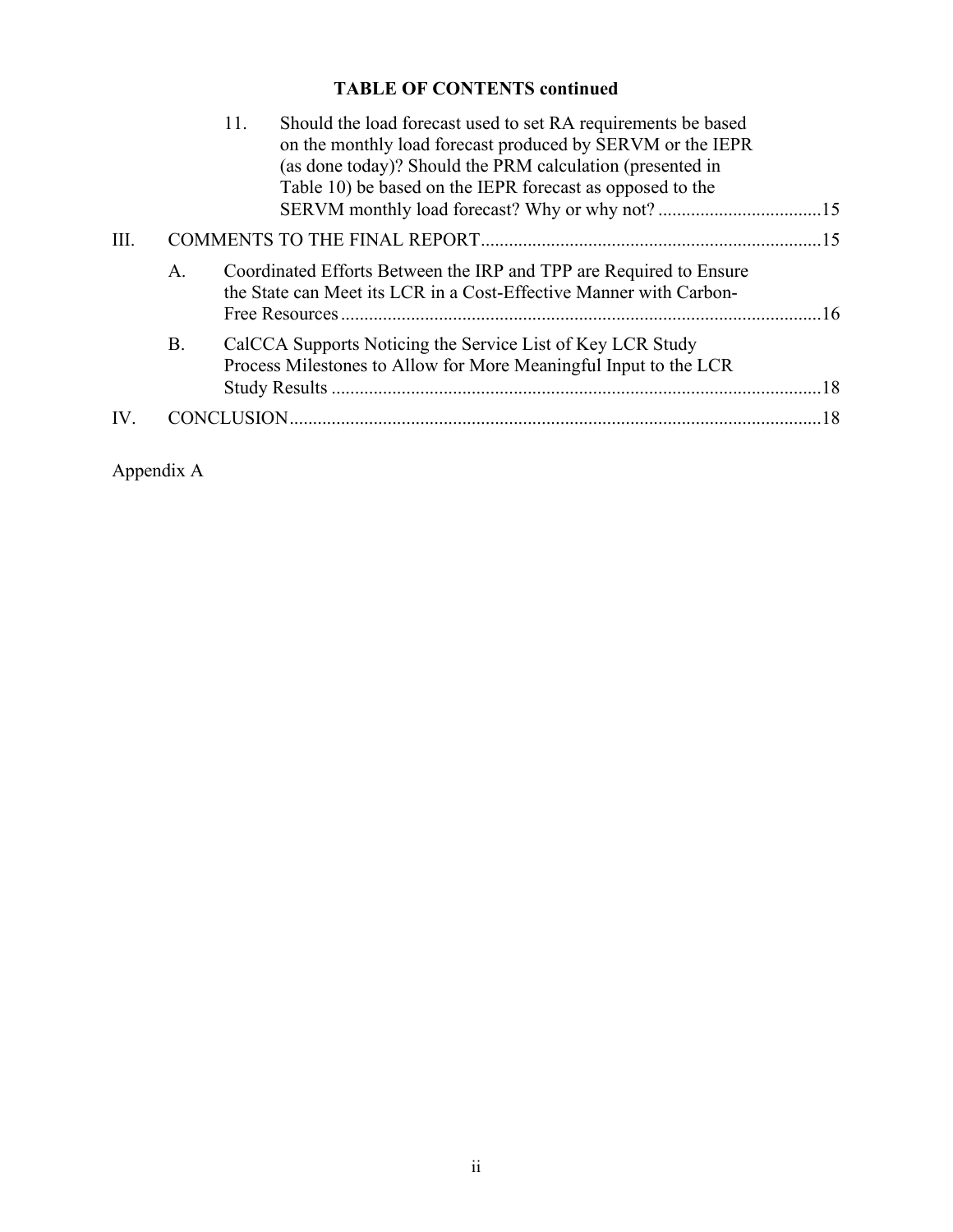**TABLE OF CONTENTS continued**

11. Should the load forecast used to set RA requirements be based on the monthly load forecast produced by SERVM or the IEPR (as done today)? Should the PRM calculation (presented in Table 10) be based on the IEPR forecast as opposed to the SERVM monthly load forecast? Why or why not? ....15

III. COMMENTS TO THE FINAL REPORT ....15

A. Coordinated Efforts Between the IRP and TPP are Required to Ensure the State can Meet its LCR in a Cost-Effective Manner with Carbon-Free Resources ....16

B. CalCCA Supports Noticing the Service List of Key LCR Study Process Milestones to Allow for More Meaningful Input to the LCR Study Results ....18

IV. CONCLUSION ....18

Appendix A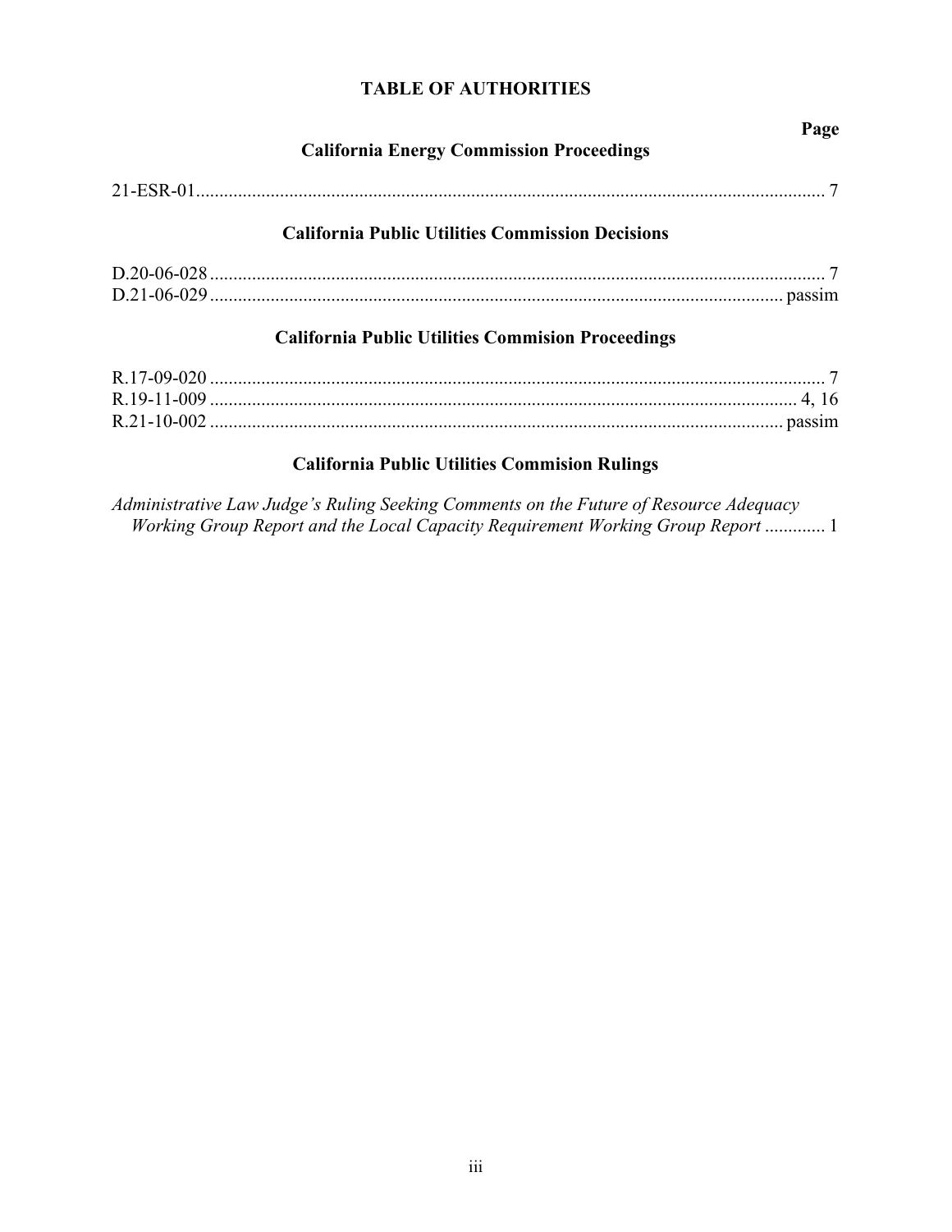# TABLE OF AUTHORITIES

**Page**

### California Energy Commission Proceedings

21-ESR-01 .......... 7

### California Public Utilities Commission Decisions

D.20-06-028 .......... 7
D.21-06-029 .......... passim

### California Public Utilities Commision Proceedings

R.17-09-020 .......... 7
R.19-11-009 .......... 4, 16
R.21-10-002 .......... passim

### California Public Utilities Commision Rulings

*Administrative Law Judge's Ruling Seeking Comments on the Future of Resource Adequacy Working Group Report and the Local Capacity Requirement Working Group Report* .......... 1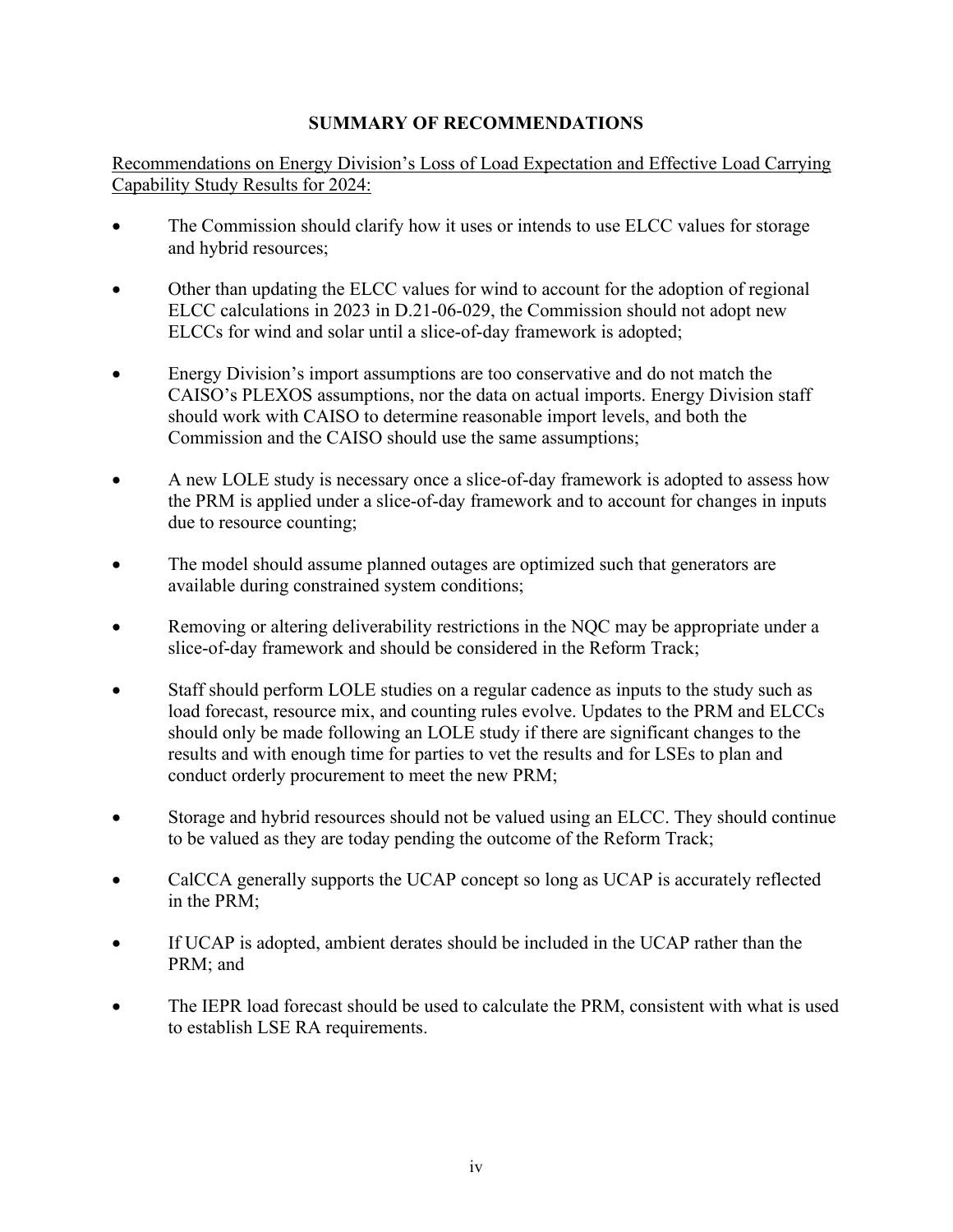# SUMMARY OF RECOMMENDATIONS

Recommendations on Energy Division's Loss of Load Expectation and Effective Load Carrying Capability Study Results for 2024:

- The Commission should clarify how it uses or intends to use ELCC values for storage and hybrid resources;
- Other than updating the ELCC values for wind to account for the adoption of regional ELCC calculations in 2023 in D.21-06-029, the Commission should not adopt new ELCCs for wind and solar until a slice-of-day framework is adopted;
- Energy Division's import assumptions are too conservative and do not match the CAISO's PLEXOS assumptions, nor the data on actual imports. Energy Division staff should work with CAISO to determine reasonable import levels, and both the Commission and the CAISO should use the same assumptions;
- A new LOLE study is necessary once a slice-of-day framework is adopted to assess how the PRM is applied under a slice-of-day framework and to account for changes in inputs due to resource counting;
- The model should assume planned outages are optimized such that generators are available during constrained system conditions;
- Removing or altering deliverability restrictions in the NQC may be appropriate under a slice-of-day framework and should be considered in the Reform Track;
- Staff should perform LOLE studies on a regular cadence as inputs to the study such as load forecast, resource mix, and counting rules evolve. Updates to the PRM and ELCCs should only be made following an LOLE study if there are significant changes to the results and with enough time for parties to vet the results and for LSEs to plan and conduct orderly procurement to meet the new PRM;
- Storage and hybrid resources should not be valued using an ELCC. They should continue to be valued as they are today pending the outcome of the Reform Track;
- CalCCA generally supports the UCAP concept so long as UCAP is accurately reflected in the PRM;
- If UCAP is adopted, ambient derates should be included in the UCAP rather than the PRM; and
- The IEPR load forecast should be used to calculate the PRM, consistent with what is used to establish LSE RA requirements.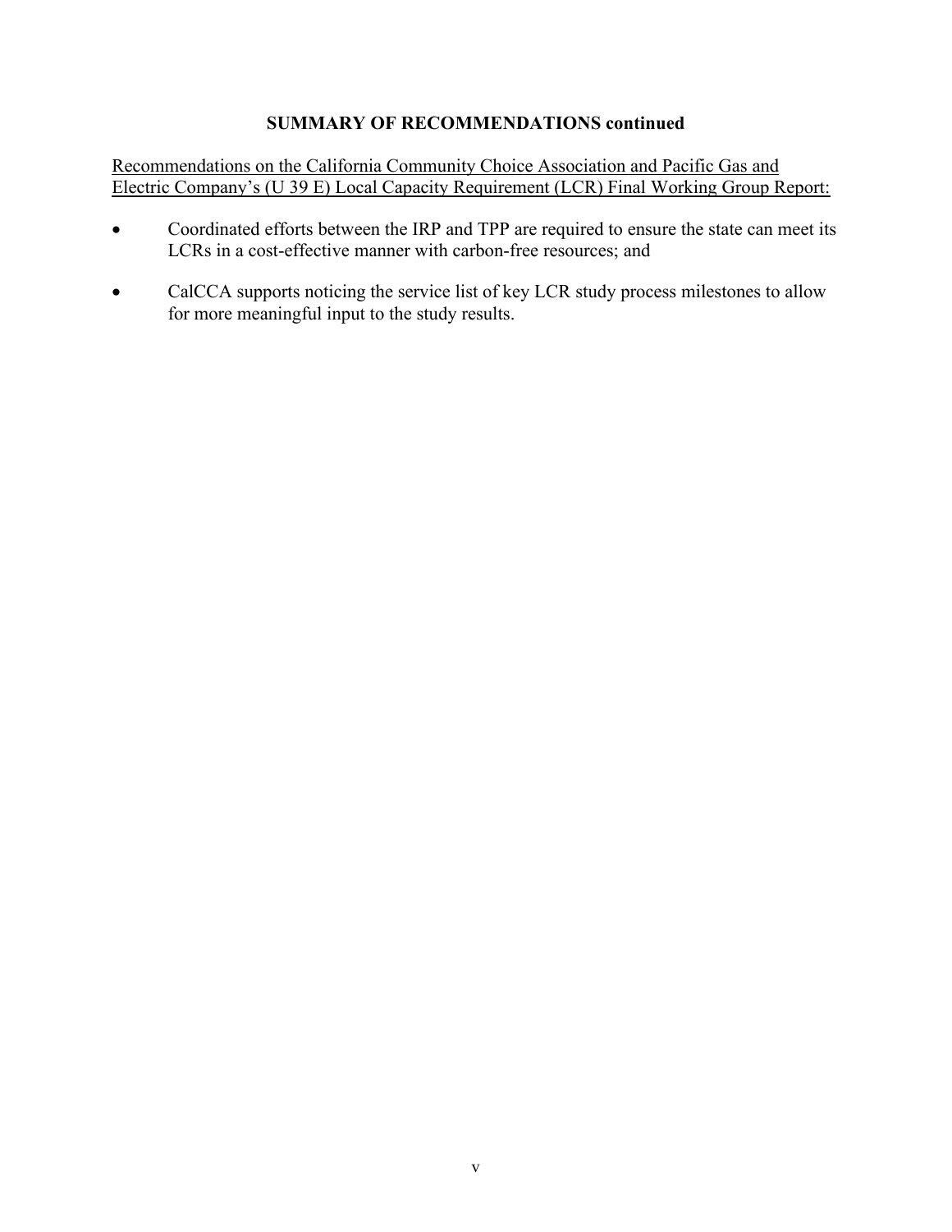**SUMMARY OF RECOMMENDATIONS continued**

Recommendations on the California Community Choice Association and Pacific Gas and Electric Company's (U 39 E) Local Capacity Requirement (LCR) Final Working Group Report:

- Coordinated efforts between the IRP and TPP are required to ensure the state can meet its LCRs in a cost-effective manner with carbon-free resources; and
- CalCCA supports noticing the service list of key LCR study process milestones to allow for more meaningful input to the study results.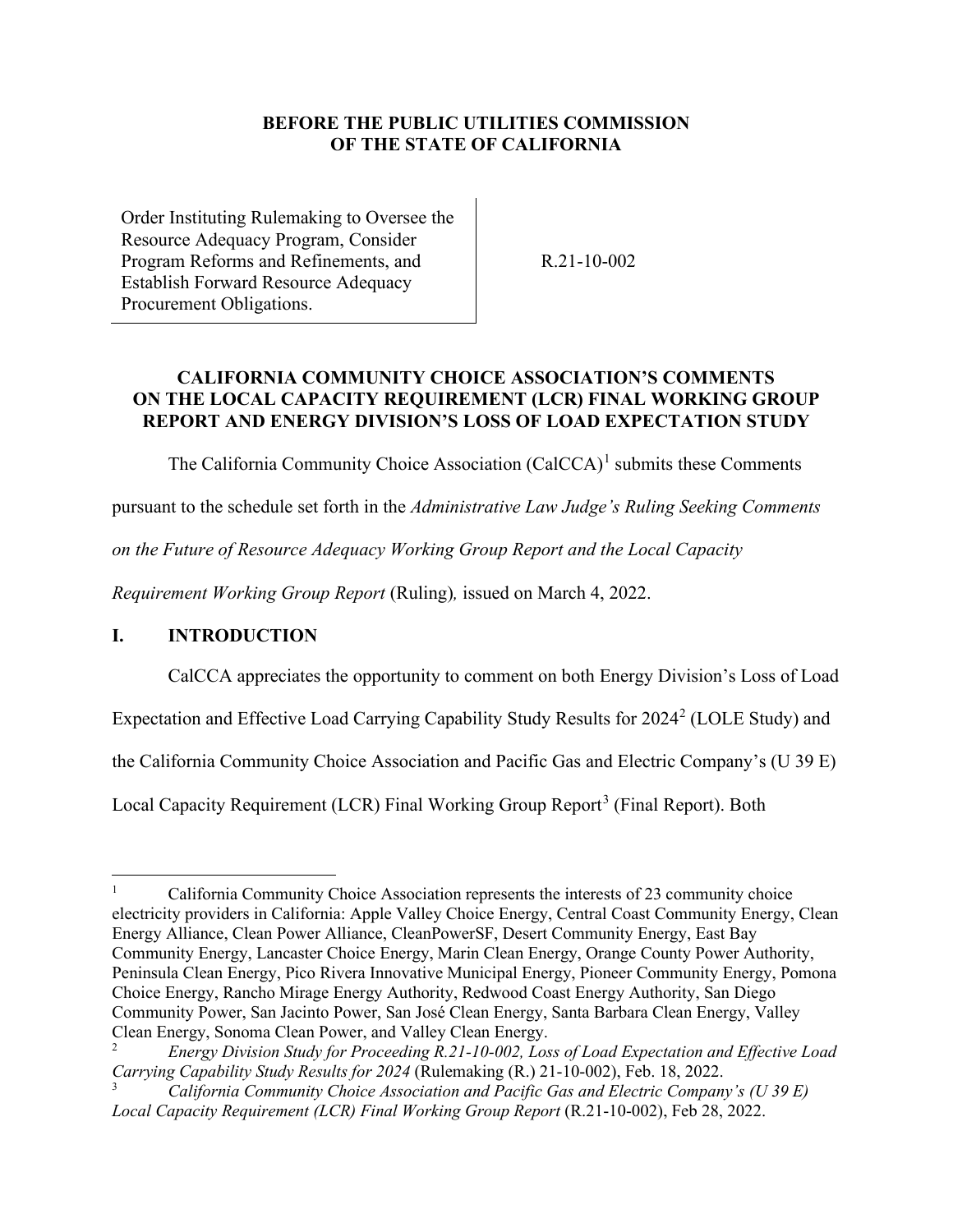**BEFORE THE PUBLIC UTILITIES COMMISSION OF THE STATE OF CALIFORNIA**

| | |
|---|---|
| Order Instituting Rulemaking to Oversee the Resource Adequacy Program, Consider Program Reforms and Refinements, and Establish Forward Resource Adequacy Procurement Obligations. | R.21-10-002 |

## CALIFORNIA COMMUNITY CHOICE ASSOCIATION'S COMMENTS ON THE LOCAL CAPACITY REQUIREMENT (LCR) FINAL WORKING GROUP REPORT AND ENERGY DIVISION'S LOSS OF LOAD EXPECTATION STUDY

The California Community Choice Association (CalCCA)[1] submits these Comments pursuant to the schedule set forth in the *Administrative Law Judge's Ruling Seeking Comments on the Future of Resource Adequacy Working Group Report and the Local Capacity Requirement Working Group Report* (Ruling)*,* issued on March 4, 2022.

## I. INTRODUCTION

CalCCA appreciates the opportunity to comment on both Energy Division's Loss of Load Expectation and Effective Load Carrying Capability Study Results for 2024[2] (LOLE Study) and the California Community Choice Association and Pacific Gas and Electric Company's (U 39 E) Local Capacity Requirement (LCR) Final Working Group Report[3] (Final Report). Both

---

[1] California Community Choice Association represents the interests of 23 community choice electricity providers in California: Apple Valley Choice Energy, Central Coast Community Energy, Clean Energy Alliance, Clean Power Alliance, CleanPowerSF, Desert Community Energy, East Bay Community Energy, Lancaster Choice Energy, Marin Clean Energy, Orange County Power Authority, Peninsula Clean Energy, Pico Rivera Innovative Municipal Energy, Pioneer Community Energy, Pomona Choice Energy, Rancho Mirage Energy Authority, Redwood Coast Energy Authority, San Diego Community Power, San Jacinto Power, San José Clean Energy, Santa Barbara Clean Energy, Valley Clean Energy, Sonoma Clean Power, and Valley Clean Energy.

[2] *Energy Division Study for Proceeding R.21-10-002, Loss of Load Expectation and Effective Load Carrying Capability Study Results for 2024* (Rulemaking (R.) 21-10-002), Feb. 18, 2022.

[3] *California Community Choice Association and Pacific Gas and Electric Company's (U 39 E) Local Capacity Requirement (LCR) Final Working Group Report* (R.21-10-002), Feb 28, 2022.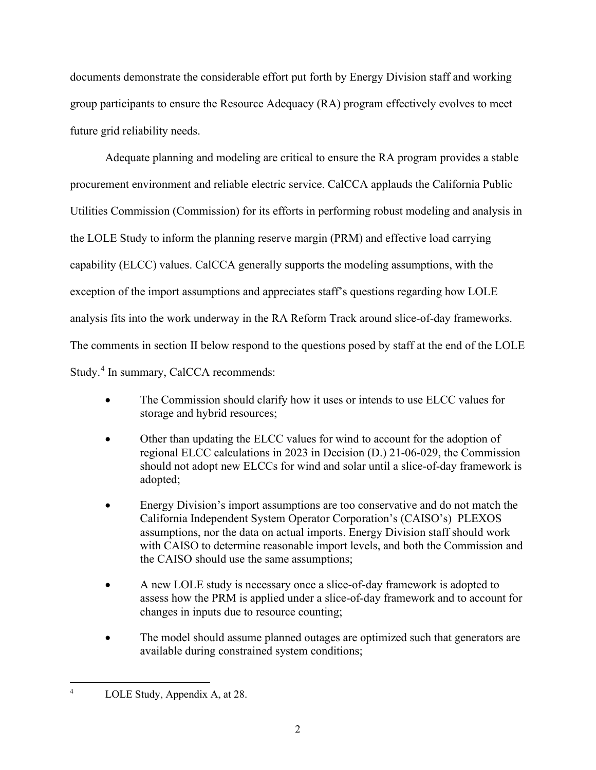documents demonstrate the considerable effort put forth by Energy Division staff and working group participants to ensure the Resource Adequacy (RA) program effectively evolves to meet future grid reliability needs.

Adequate planning and modeling are critical to ensure the RA program provides a stable procurement environment and reliable electric service. CalCCA applauds the California Public Utilities Commission (Commission) for its efforts in performing robust modeling and analysis in the LOLE Study to inform the planning reserve margin (PRM) and effective load carrying capability (ELCC) values. CalCCA generally supports the modeling assumptions, with the exception of the import assumptions and appreciates staff's questions regarding how LOLE analysis fits into the work underway in the RA Reform Track around slice-of-day frameworks. The comments in section II below respond to the questions posed by staff at the end of the LOLE Study.[4] In summary, CalCCA recommends:

- The Commission should clarify how it uses or intends to use ELCC values for storage and hybrid resources;
- Other than updating the ELCC values for wind to account for the adoption of regional ELCC calculations in 2023 in Decision (D.) 21-06-029, the Commission should not adopt new ELCCs for wind and solar until a slice-of-day framework is adopted;
- Energy Division's import assumptions are too conservative and do not match the California Independent System Operator Corporation's (CAISO's) PLEXOS assumptions, nor the data on actual imports. Energy Division staff should work with CAISO to determine reasonable import levels, and both the Commission and the CAISO should use the same assumptions;
- A new LOLE study is necessary once a slice-of-day framework is adopted to assess how the PRM is applied under a slice-of-day framework and to account for changes in inputs due to resource counting;
- The model should assume planned outages are optimized such that generators are available during constrained system conditions;

---

[4] LOLE Study, Appendix A, at 28.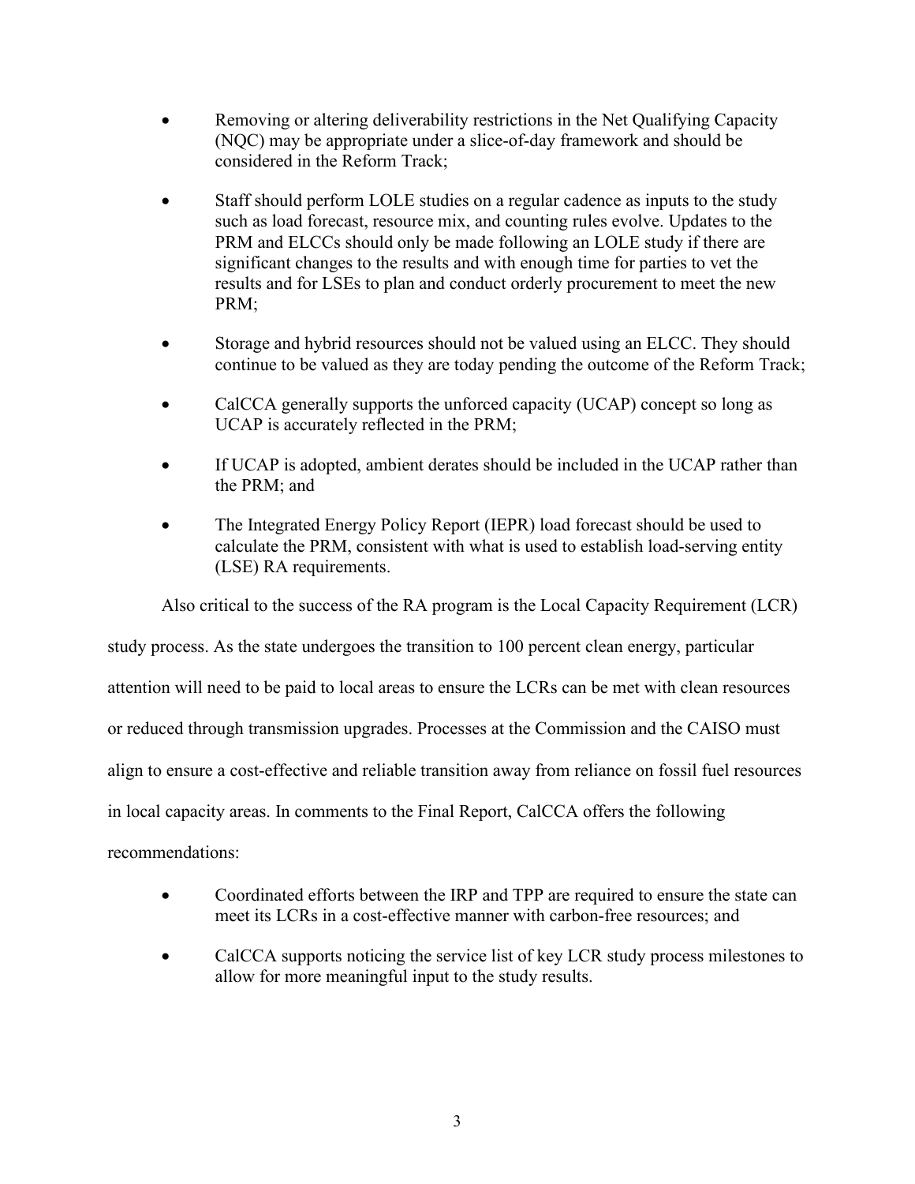- Removing or altering deliverability restrictions in the Net Qualifying Capacity (NQC) may be appropriate under a slice-of-day framework and should be considered in the Reform Track;
- Staff should perform LOLE studies on a regular cadence as inputs to the study such as load forecast, resource mix, and counting rules evolve. Updates to the PRM and ELCCs should only be made following an LOLE study if there are significant changes to the results and with enough time for parties to vet the results and for LSEs to plan and conduct orderly procurement to meet the new PRM;
- Storage and hybrid resources should not be valued using an ELCC. They should continue to be valued as they are today pending the outcome of the Reform Track;
- CalCCA generally supports the unforced capacity (UCAP) concept so long as UCAP is accurately reflected in the PRM;
- If UCAP is adopted, ambient derates should be included in the UCAP rather than the PRM; and
- The Integrated Energy Policy Report (IEPR) load forecast should be used to calculate the PRM, consistent with what is used to establish load-serving entity (LSE) RA requirements.

Also critical to the success of the RA program is the Local Capacity Requirement (LCR) study process. As the state undergoes the transition to 100 percent clean energy, particular attention will need to be paid to local areas to ensure the LCRs can be met with clean resources or reduced through transmission upgrades. Processes at the Commission and the CAISO must align to ensure a cost-effective and reliable transition away from reliance on fossil fuel resources in local capacity areas. In comments to the Final Report, CalCCA offers the following recommendations:

- Coordinated efforts between the IRP and TPP are required to ensure the state can meet its LCRs in a cost-effective manner with carbon-free resources; and
- CalCCA supports noticing the service list of key LCR study process milestones to allow for more meaningful input to the study results.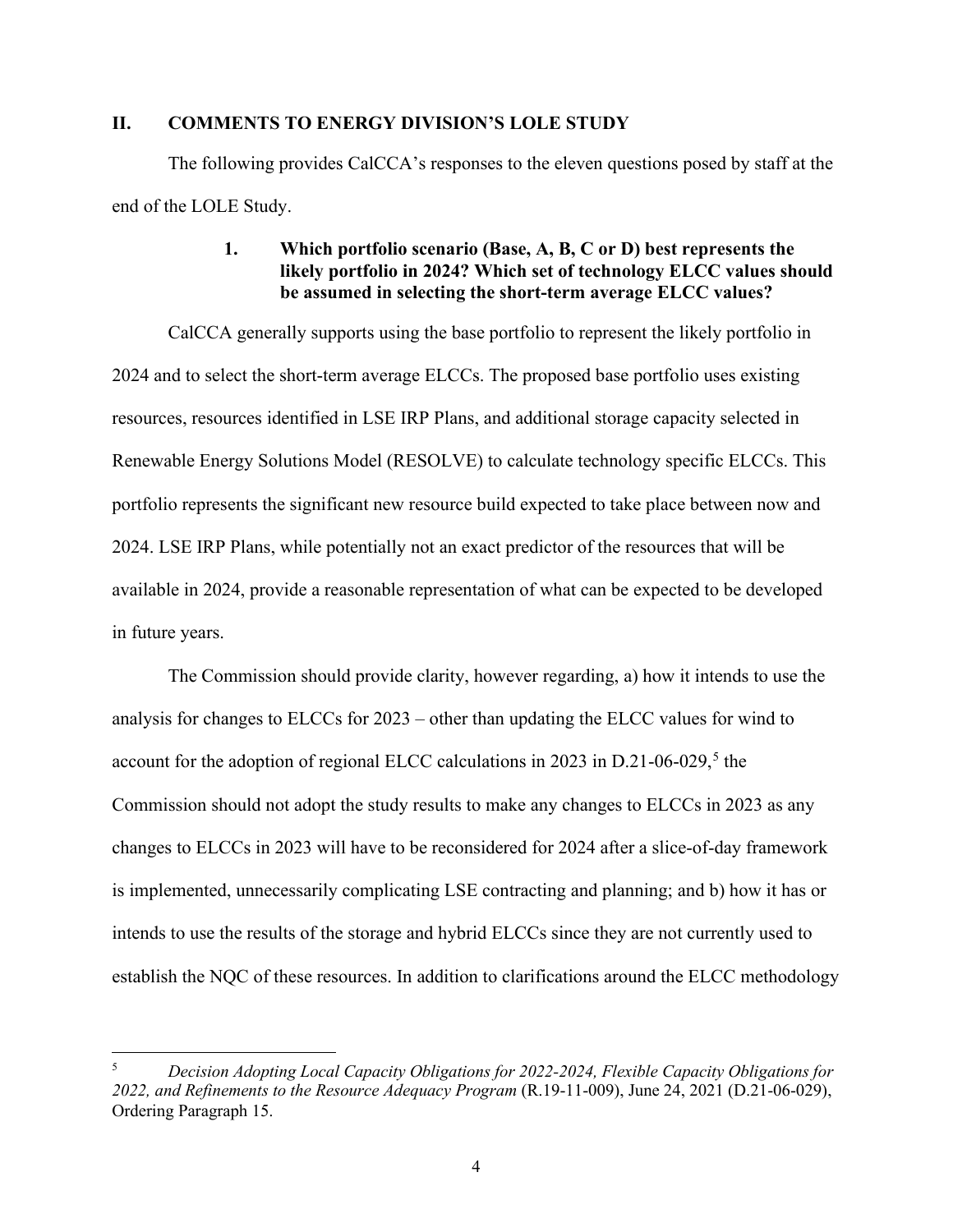## II. COMMENTS TO ENERGY DIVISION'S LOLE STUDY

The following provides CalCCA's responses to the eleven questions posed by staff at the end of the LOLE Study.

### 1. Which portfolio scenario (Base, A, B, C or D) best represents the likely portfolio in 2024? Which set of technology ELCC values should be assumed in selecting the short-term average ELCC values?

CalCCA generally supports using the base portfolio to represent the likely portfolio in 2024 and to select the short-term average ELCCs. The proposed base portfolio uses existing resources, resources identified in LSE IRP Plans, and additional storage capacity selected in Renewable Energy Solutions Model (RESOLVE) to calculate technology specific ELCCs. This portfolio represents the significant new resource build expected to take place between now and 2024. LSE IRP Plans, while potentially not an exact predictor of the resources that will be available in 2024, provide a reasonable representation of what can be expected to be developed in future years.

The Commission should provide clarity, however regarding, a) how it intends to use the analysis for changes to ELCCs for 2023 – other than updating the ELCC values for wind to account for the adoption of regional ELCC calculations in 2023 in D.21-06-029,[5] the Commission should not adopt the study results to make any changes to ELCCs in 2023 as any changes to ELCCs in 2023 will have to be reconsidered for 2024 after a slice-of-day framework is implemented, unnecessarily complicating LSE contracting and planning; and b) how it has or intends to use the results of the storage and hybrid ELCCs since they are not currently used to establish the NQC of these resources. In addition to clarifications around the ELCC methodology

---

[5] *Decision Adopting Local Capacity Obligations for 2022-2024, Flexible Capacity Obligations for 2022, and Refinements to the Resource Adequacy Program* (R.19-11-009), June 24, 2021 (D.21-06-029), Ordering Paragraph 15.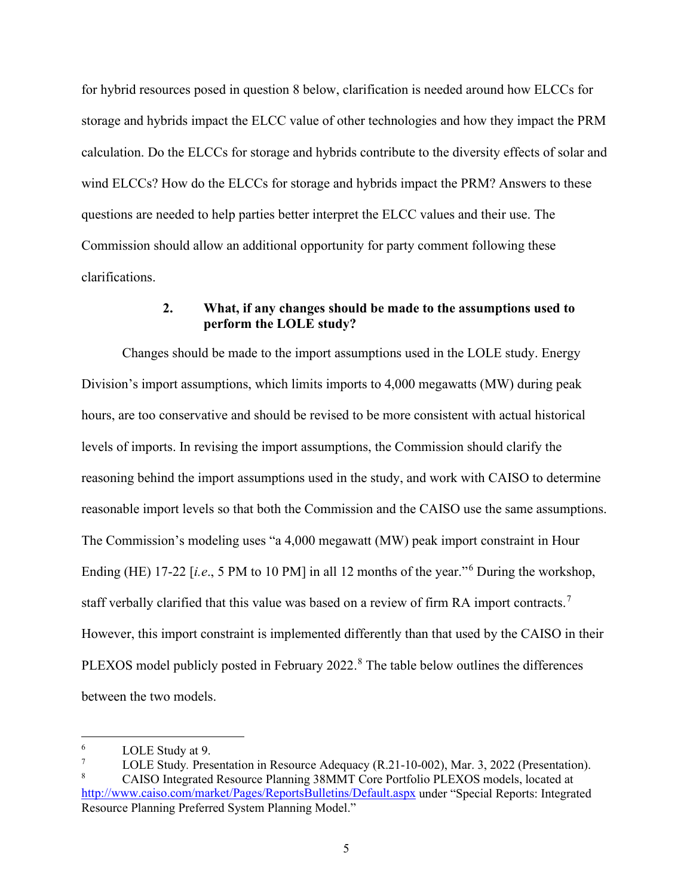for hybrid resources posed in question 8 below, clarification is needed around how ELCCs for storage and hybrids impact the ELCC value of other technologies and how they impact the PRM calculation. Do the ELCCs for storage and hybrids contribute to the diversity effects of solar and wind ELCCs? How do the ELCCs for storage and hybrids impact the PRM? Answers to these questions are needed to help parties better interpret the ELCC values and their use. The Commission should allow an additional opportunity for party comment following these clarifications.

### 2. What, if any changes should be made to the assumptions used to perform the LOLE study?

Changes should be made to the import assumptions used in the LOLE study. Energy Division's import assumptions, which limits imports to 4,000 megawatts (MW) during peak hours, are too conservative and should be revised to be more consistent with actual historical levels of imports. In revising the import assumptions, the Commission should clarify the reasoning behind the import assumptions used in the study, and work with CAISO to determine reasonable import levels so that both the Commission and the CAISO use the same assumptions. The Commission's modeling uses "a 4,000 megawatt (MW) peak import constraint in Hour Ending (HE) 17-22 [*i.e.*, 5 PM to 10 PM] in all 12 months of the year."[6] During the workshop, staff verbally clarified that this value was based on a review of firm RA import contracts.[7] However, this import constraint is implemented differently than that used by the CAISO in their PLEXOS model publicly posted in February 2022.[8] The table below outlines the differences between the two models.

---

[6] LOLE Study at 9.

[7] LOLE Study. Presentation in Resource Adequacy (R.21-10-002), Mar. 3, 2022 (Presentation).

[8] CAISO Integrated Resource Planning 38MMT Core Portfolio PLEXOS models, located at http://www.caiso.com/market/Pages/ReportsBulletins/Default.aspx under "Special Reports: Integrated Resource Planning Preferred System Planning Model."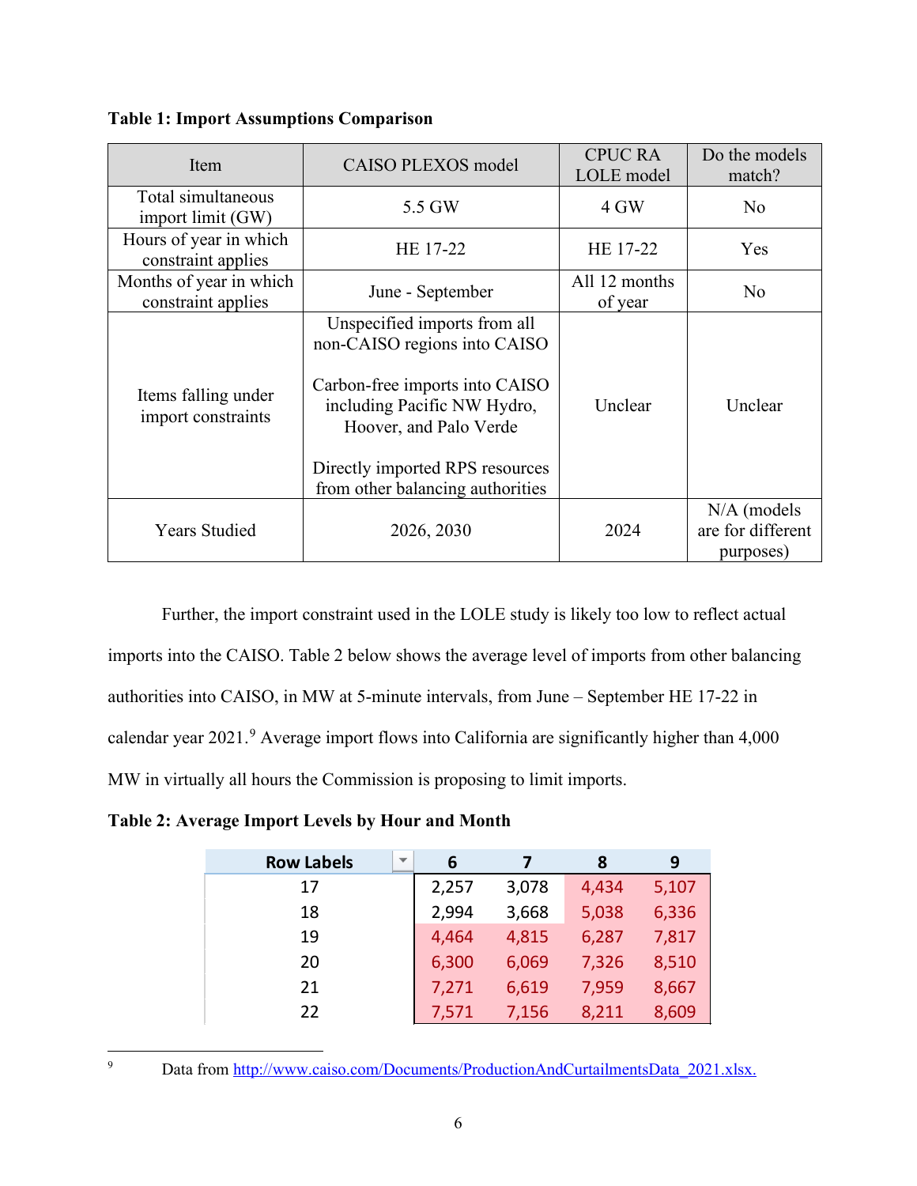**Table 1: Import Assumptions Comparison**

| Item | CAISO PLEXOS model | CPUC RA LOLE model | Do the models match? |
|---|---|---|---|
| Total simultaneous import limit (GW) | 5.5 GW | 4 GW | No |
| Hours of year in which constraint applies | HE 17-22 | HE 17-22 | Yes |
| Months of year in which constraint applies | June - September | All 12 months of year | No |
| Items falling under import constraints | Unspecified imports from all non-CAISO regions into CAISO<br><br>Carbon-free imports into CAISO including Pacific NW Hydro, Hoover, and Palo Verde<br><br>Directly imported RPS resources from other balancing authorities | Unclear | Unclear |
| Years Studied | 2026, 2030 | 2024 | N/A (models are for different purposes) |

Further, the import constraint used in the LOLE study is likely too low to reflect actual imports into the CAISO. Table 2 below shows the average level of imports from other balancing authorities into CAISO, in MW at 5-minute intervals, from June – September HE 17-22 in calendar year 2021.[9] Average import flows into California are significantly higher than 4,000 MW in virtually all hours the Commission is proposing to limit imports.

**Table 2: Average Import Levels by Hour and Month**

| Row Labels | 6 | 7 | 8 | 9 |
|---|---|---|---|---|
| 17 | 2,257 | 3,078 | 4,434 | 5,107 |
| 18 | 2,994 | 3,668 | 5,038 | 6,336 |
| 19 | 4,464 | 4,815 | 6,287 | 7,817 |
| 20 | 6,300 | 6,069 | 7,326 | 8,510 |
| 21 | 7,271 | 6,619 | 7,959 | 8,667 |
| 22 | 7,571 | 7,156 | 8,211 | 8,609 |

---

[9] Data from http://www.caiso.com/Documents/ProductionAndCurtailmentsData_2021.xlsx.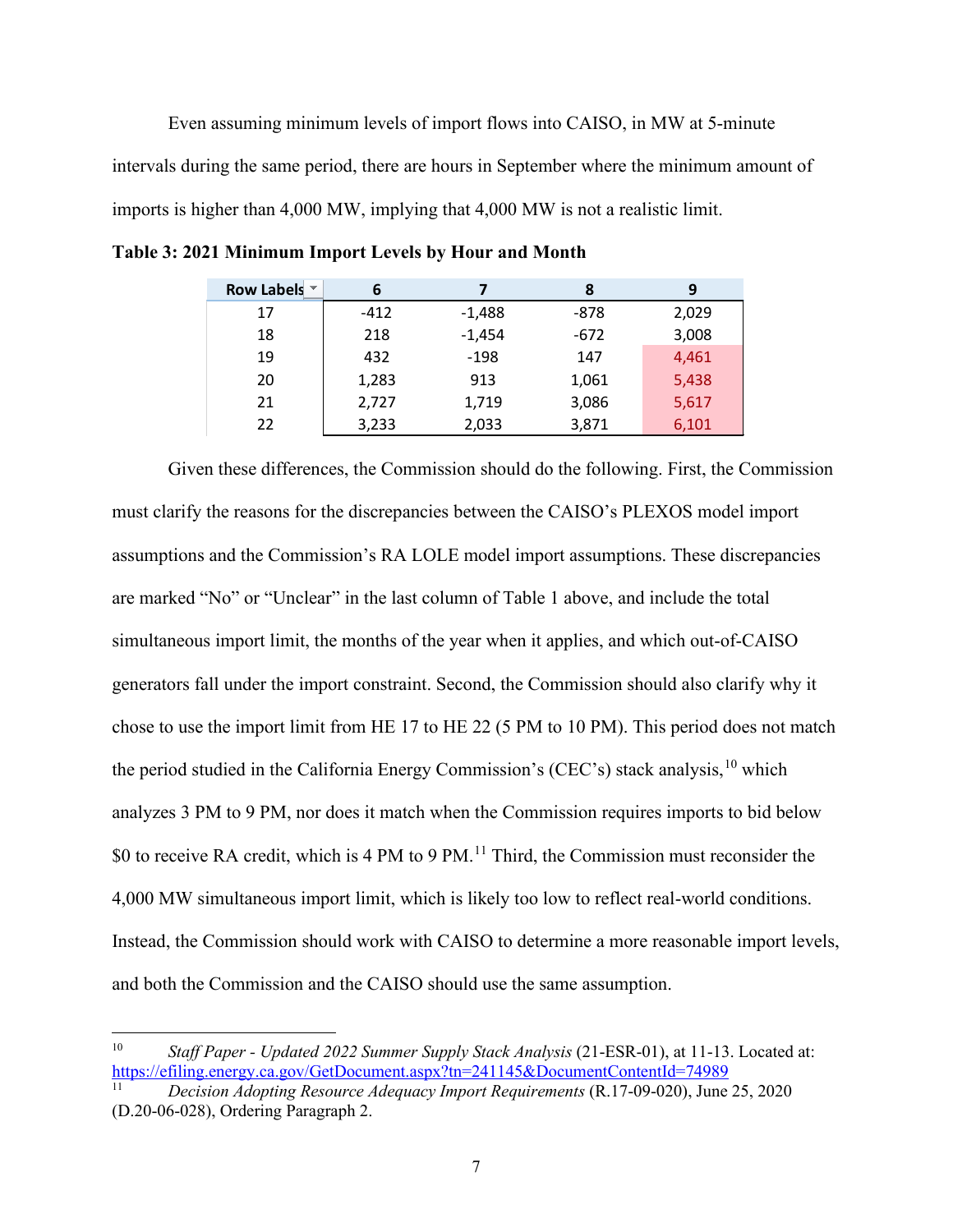Even assuming minimum levels of import flows into CAISO, in MW at 5-minute intervals during the same period, there are hours in September where the minimum amount of imports is higher than 4,000 MW, implying that 4,000 MW is not a realistic limit.

**Table 3: 2021 Minimum Import Levels by Hour and Month**

| Row Labels | 6 | 7 | 8 | 9 |
|---|---|---|---|---|
| 17 | -412 | -1,488 | -878 | 2,029 |
| 18 | 218 | -1,454 | -672 | 3,008 |
| 19 | 432 | -198 | 147 | 4,461 |
| 20 | 1,283 | 913 | 1,061 | 5,438 |
| 21 | 2,727 | 1,719 | 3,086 | 5,617 |
| 22 | 3,233 | 2,033 | 3,871 | 6,101 |

Given these differences, the Commission should do the following. First, the Commission must clarify the reasons for the discrepancies between the CAISO's PLEXOS model import assumptions and the Commission's RA LOLE model import assumptions. These discrepancies are marked "No" or "Unclear" in the last column of Table 1 above, and include the total simultaneous import limit, the months of the year when it applies, and which out-of-CAISO generators fall under the import constraint. Second, the Commission should also clarify why it chose to use the import limit from HE 17 to HE 22 (5 PM to 10 PM). This period does not match the period studied in the California Energy Commission's (CEC's) stack analysis,[10] which analyzes 3 PM to 9 PM, nor does it match when the Commission requires imports to bid below $0 to receive RA credit, which is 4 PM to 9 PM.[11] Third, the Commission must reconsider the 4,000 MW simultaneous import limit, which is likely too low to reflect real-world conditions. Instead, the Commission should work with CAISO to determine a more reasonable import levels, and both the Commission and the CAISO should use the same assumption.

---

[10] *Staff Paper - Updated 2022 Summer Supply Stack Analysis* (21-ESR-01), at 11-13. Located at: https://efiling.energy.ca.gov/GetDocument.aspx?tn=241145&DocumentContentId=74989

[11] *Decision Adopting Resource Adequacy Import Requirements* (R.17-09-020), June 25, 2020 (D.20-06-028), Ordering Paragraph 2.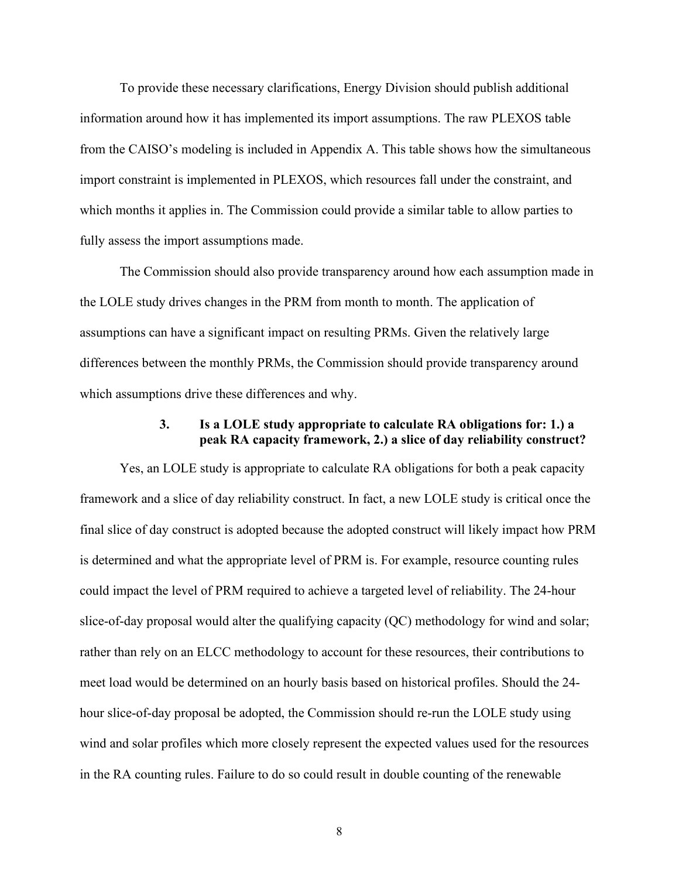To provide these necessary clarifications, Energy Division should publish additional information around how it has implemented its import assumptions. The raw PLEXOS table from the CAISO's modeling is included in Appendix A. This table shows how the simultaneous import constraint is implemented in PLEXOS, which resources fall under the constraint, and which months it applies in. The Commission could provide a similar table to allow parties to fully assess the import assumptions made.

The Commission should also provide transparency around how each assumption made in the LOLE study drives changes in the PRM from month to month. The application of assumptions can have a significant impact on resulting PRMs. Given the relatively large differences between the monthly PRMs, the Commission should provide transparency around which assumptions drive these differences and why.

### 3. Is a LOLE study appropriate to calculate RA obligations for: 1.) a peak RA capacity framework, 2.) a slice of day reliability construct?

Yes, an LOLE study is appropriate to calculate RA obligations for both a peak capacity framework and a slice of day reliability construct. In fact, a new LOLE study is critical once the final slice of day construct is adopted because the adopted construct will likely impact how PRM is determined and what the appropriate level of PRM is. For example, resource counting rules could impact the level of PRM required to achieve a targeted level of reliability. The 24-hour slice-of-day proposal would alter the qualifying capacity (QC) methodology for wind and solar; rather than rely on an ELCC methodology to account for these resources, their contributions to meet load would be determined on an hourly basis based on historical profiles. Should the 24-hour slice-of-day proposal be adopted, the Commission should re-run the LOLE study using wind and solar profiles which more closely represent the expected values used for the resources in the RA counting rules. Failure to do so could result in double counting of the renewable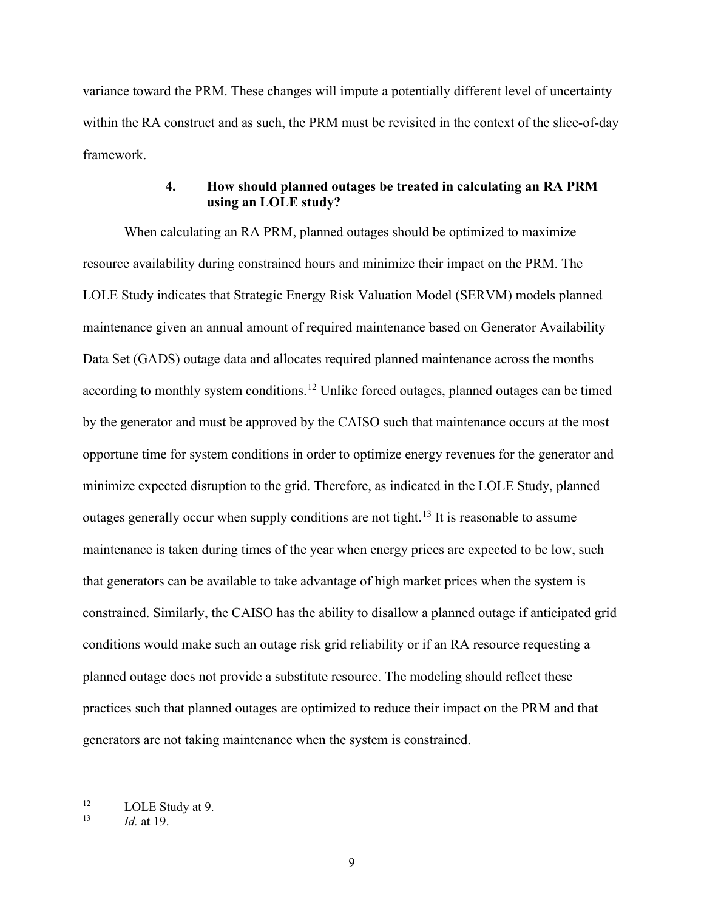variance toward the PRM. These changes will impute a potentially different level of uncertainty within the RA construct and as such, the PRM must be revisited in the context of the slice-of-day framework.

### 4. How should planned outages be treated in calculating an RA PRM using an LOLE study?

When calculating an RA PRM, planned outages should be optimized to maximize resource availability during constrained hours and minimize their impact on the PRM. The LOLE Study indicates that Strategic Energy Risk Valuation Model (SERVM) models planned maintenance given an annual amount of required maintenance based on Generator Availability Data Set (GADS) outage data and allocates required planned maintenance across the months according to monthly system conditions.[12] Unlike forced outages, planned outages can be timed by the generator and must be approved by the CAISO such that maintenance occurs at the most opportune time for system conditions in order to optimize energy revenues for the generator and minimize expected disruption to the grid. Therefore, as indicated in the LOLE Study, planned outages generally occur when supply conditions are not tight.[13] It is reasonable to assume maintenance is taken during times of the year when energy prices are expected to be low, such that generators can be available to take advantage of high market prices when the system is constrained. Similarly, the CAISO has the ability to disallow a planned outage if anticipated grid conditions would make such an outage risk grid reliability or if an RA resource requesting a planned outage does not provide a substitute resource. The modeling should reflect these practices such that planned outages are optimized to reduce their impact on the PRM and that generators are not taking maintenance when the system is constrained.

---

[12] LOLE Study at 9.

[13] *Id.* at 19.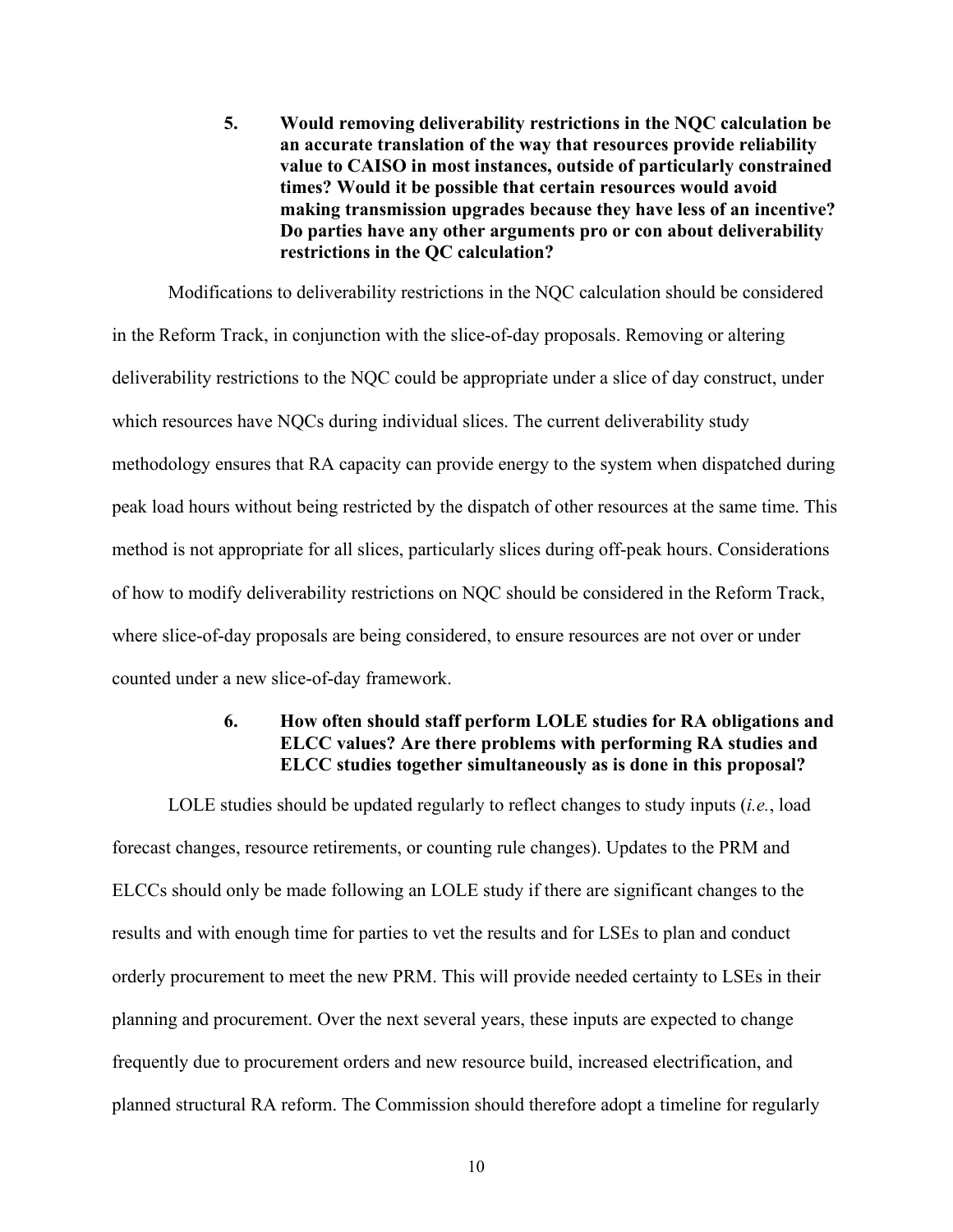**5. Would removing deliverability restrictions in the NQC calculation be an accurate translation of the way that resources provide reliability value to CAISO in most instances, outside of particularly constrained times? Would it be possible that certain resources would avoid making transmission upgrades because they have less of an incentive? Do parties have any other arguments pro or con about deliverability restrictions in the QC calculation?**

Modifications to deliverability restrictions in the NQC calculation should be considered in the Reform Track, in conjunction with the slice-of-day proposals. Removing or altering deliverability restrictions to the NQC could be appropriate under a slice of day construct, under which resources have NQCs during individual slices. The current deliverability study methodology ensures that RA capacity can provide energy to the system when dispatched during peak load hours without being restricted by the dispatch of other resources at the same time. This method is not appropriate for all slices, particularly slices during off-peak hours. Considerations of how to modify deliverability restrictions on NQC should be considered in the Reform Track, where slice-of-day proposals are being considered, to ensure resources are not over or under counted under a new slice-of-day framework.

**6. How often should staff perform LOLE studies for RA obligations and ELCC values? Are there problems with performing RA studies and ELCC studies together simultaneously as is done in this proposal?**

LOLE studies should be updated regularly to reflect changes to study inputs (*i.e.*, load forecast changes, resource retirements, or counting rule changes). Updates to the PRM and ELCCs should only be made following an LOLE study if there are significant changes to the results and with enough time for parties to vet the results and for LSEs to plan and conduct orderly procurement to meet the new PRM. This will provide needed certainty to LSEs in their planning and procurement. Over the next several years, these inputs are expected to change frequently due to procurement orders and new resource build, increased electrification, and planned structural RA reform. The Commission should therefore adopt a timeline for regularly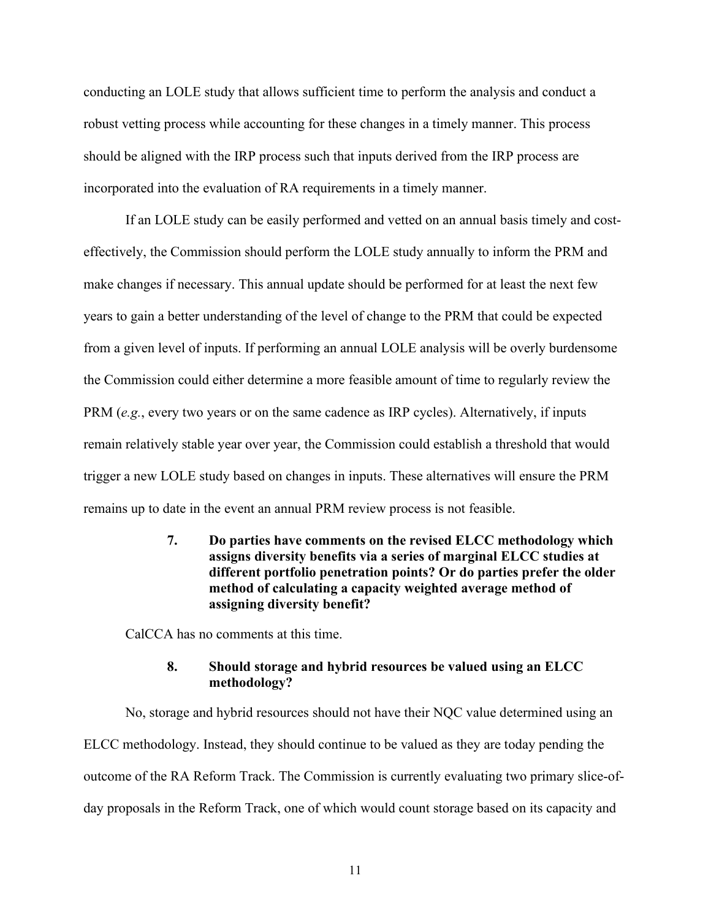conducting an LOLE study that allows sufficient time to perform the analysis and conduct a robust vetting process while accounting for these changes in a timely manner. This process should be aligned with the IRP process such that inputs derived from the IRP process are incorporated into the evaluation of RA requirements in a timely manner.

If an LOLE study can be easily performed and vetted on an annual basis timely and cost-effectively, the Commission should perform the LOLE study annually to inform the PRM and make changes if necessary. This annual update should be performed for at least the next few years to gain a better understanding of the level of change to the PRM that could be expected from a given level of inputs. If performing an annual LOLE analysis will be overly burdensome the Commission could either determine a more feasible amount of time to regularly review the PRM (*e.g.*, every two years or on the same cadence as IRP cycles). Alternatively, if inputs remain relatively stable year over year, the Commission could establish a threshold that would trigger a new LOLE study based on changes in inputs. These alternatives will ensure the PRM remains up to date in the event an annual PRM review process is not feasible.

**7. Do parties have comments on the revised ELCC methodology which assigns diversity benefits via a series of marginal ELCC studies at different portfolio penetration points? Or do parties prefer the older method of calculating a capacity weighted average method of assigning diversity benefit?**

CalCCA has no comments at this time.

**8. Should storage and hybrid resources be valued using an ELCC methodology?**

No, storage and hybrid resources should not have their NQC value determined using an ELCC methodology. Instead, they should continue to be valued as they are today pending the outcome of the RA Reform Track. The Commission is currently evaluating two primary slice-of-day proposals in the Reform Track, one of which would count storage based on its capacity and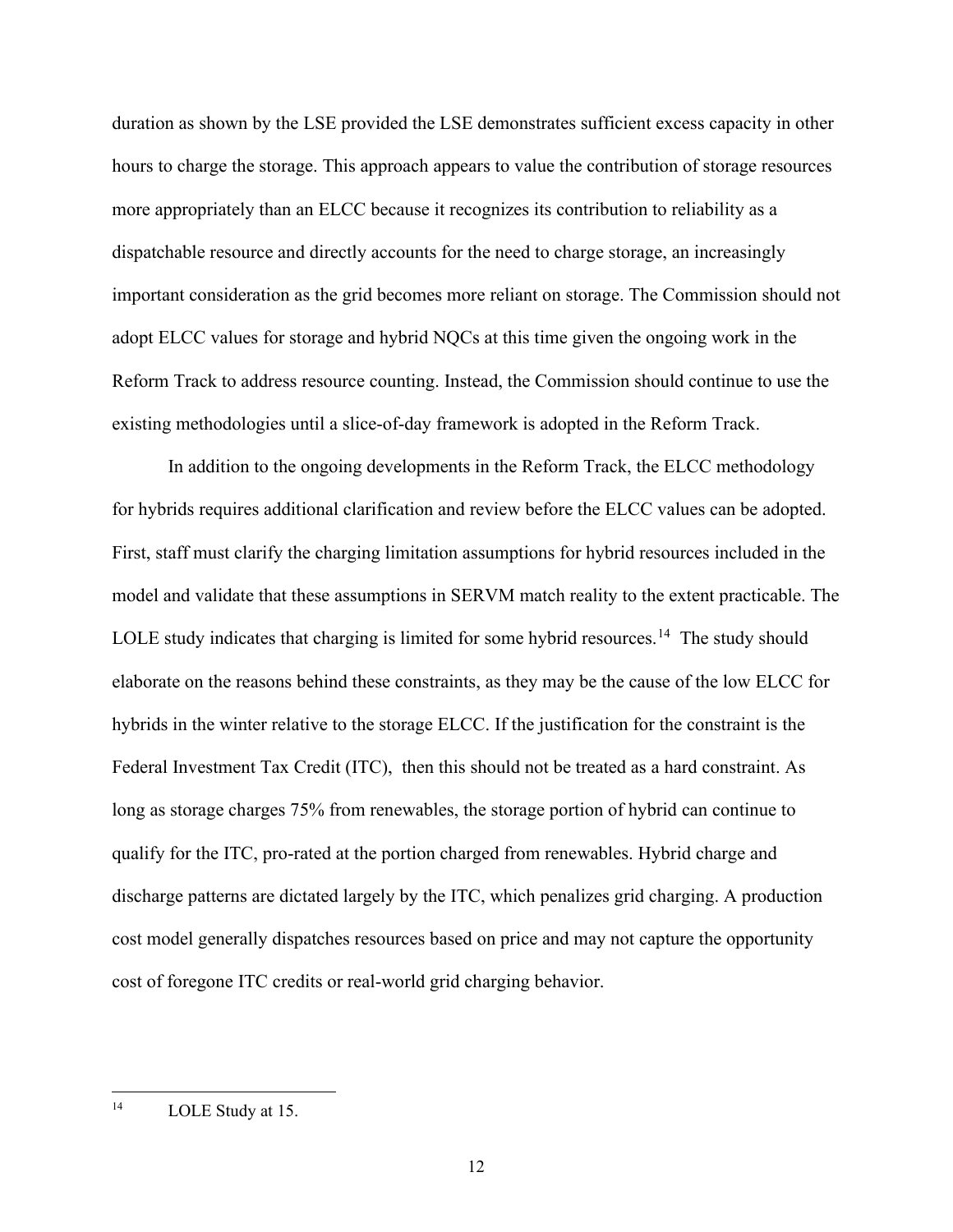duration as shown by the LSE provided the LSE demonstrates sufficient excess capacity in other hours to charge the storage. This approach appears to value the contribution of storage resources more appropriately than an ELCC because it recognizes its contribution to reliability as a dispatchable resource and directly accounts for the need to charge storage, an increasingly important consideration as the grid becomes more reliant on storage. The Commission should not adopt ELCC values for storage and hybrid NQCs at this time given the ongoing work in the Reform Track to address resource counting. Instead, the Commission should continue to use the existing methodologies until a slice-of-day framework is adopted in the Reform Track.

In addition to the ongoing developments in the Reform Track, the ELCC methodology for hybrids requires additional clarification and review before the ELCC values can be adopted. First, staff must clarify the charging limitation assumptions for hybrid resources included in the model and validate that these assumptions in SERVM match reality to the extent practicable. The LOLE study indicates that charging is limited for some hybrid resources.[14] The study should elaborate on the reasons behind these constraints, as they may be the cause of the low ELCC for hybrids in the winter relative to the storage ELCC. If the justification for the constraint is the Federal Investment Tax Credit (ITC), then this should not be treated as a hard constraint. As long as storage charges 75% from renewables, the storage portion of hybrid can continue to qualify for the ITC, pro-rated at the portion charged from renewables. Hybrid charge and discharge patterns are dictated largely by the ITC, which penalizes grid charging. A production cost model generally dispatches resources based on price and may not capture the opportunity cost of foregone ITC credits or real-world grid charging behavior.

---

[14] LOLE Study at 15.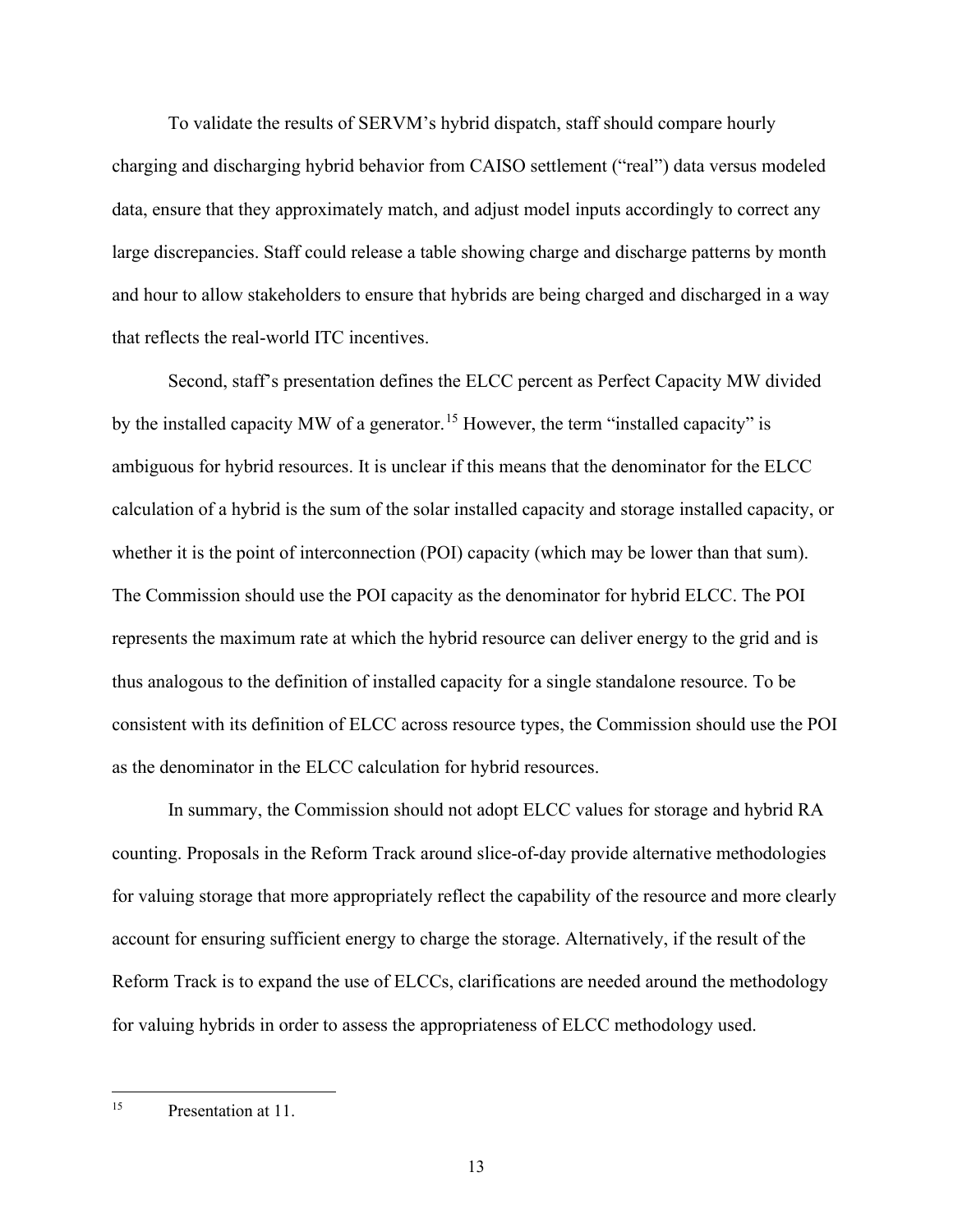To validate the results of SERVM's hybrid dispatch, staff should compare hourly charging and discharging hybrid behavior from CAISO settlement ("real") data versus modeled data, ensure that they approximately match, and adjust model inputs accordingly to correct any large discrepancies. Staff could release a table showing charge and discharge patterns by month and hour to allow stakeholders to ensure that hybrids are being charged and discharged in a way that reflects the real-world ITC incentives.

Second, staff's presentation defines the ELCC percent as Perfect Capacity MW divided by the installed capacity MW of a generator.[15] However, the term "installed capacity" is ambiguous for hybrid resources. It is unclear if this means that the denominator for the ELCC calculation of a hybrid is the sum of the solar installed capacity and storage installed capacity, or whether it is the point of interconnection (POI) capacity (which may be lower than that sum). The Commission should use the POI capacity as the denominator for hybrid ELCC. The POI represents the maximum rate at which the hybrid resource can deliver energy to the grid and is thus analogous to the definition of installed capacity for a single standalone resource. To be consistent with its definition of ELCC across resource types, the Commission should use the POI as the denominator in the ELCC calculation for hybrid resources.

In summary, the Commission should not adopt ELCC values for storage and hybrid RA counting. Proposals in the Reform Track around slice-of-day provide alternative methodologies for valuing storage that more appropriately reflect the capability of the resource and more clearly account for ensuring sufficient energy to charge the storage. Alternatively, if the result of the Reform Track is to expand the use of ELCCs, clarifications are needed around the methodology for valuing hybrids in order to assess the appropriateness of ELCC methodology used.

---

[15] Presentation at 11.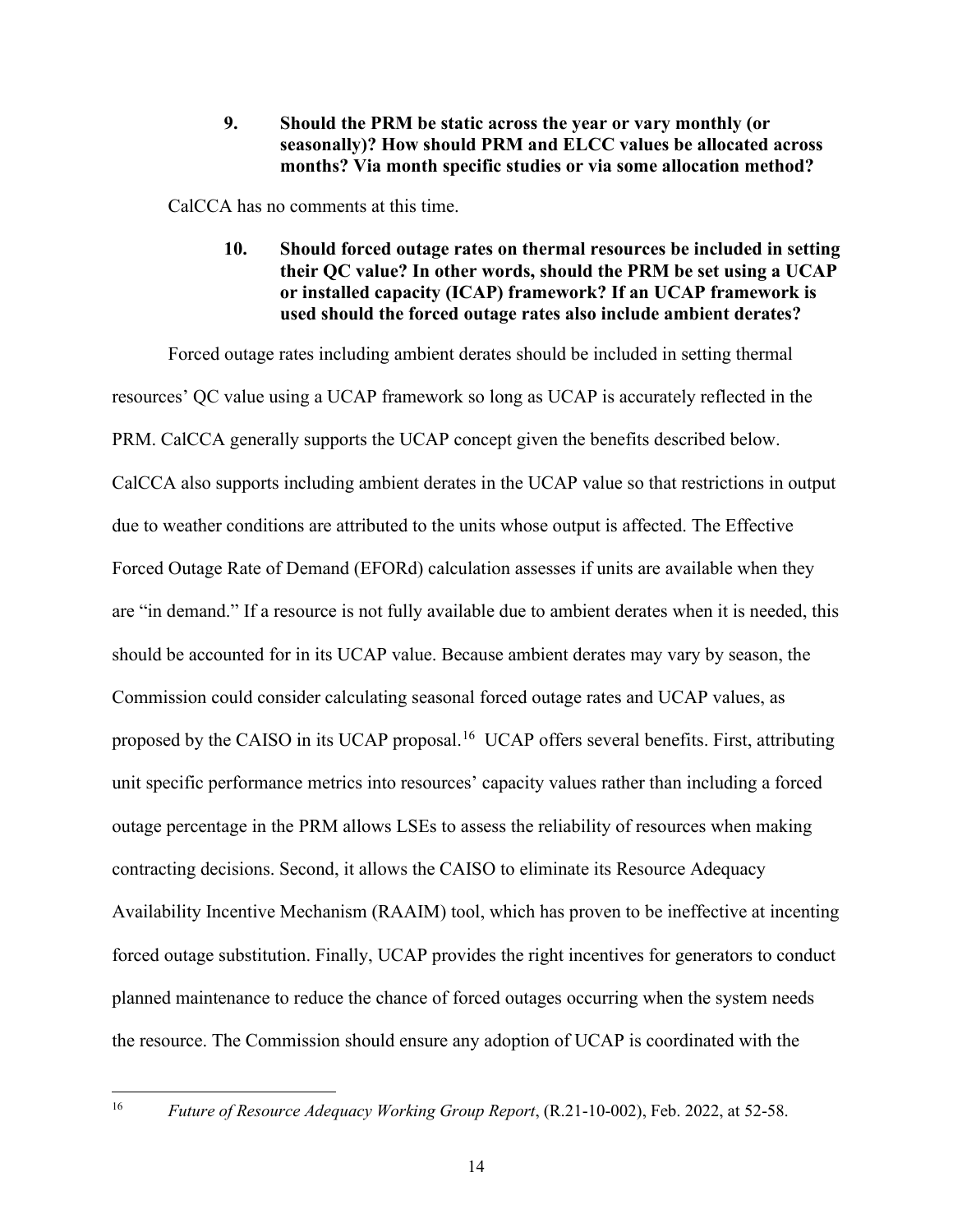**9. Should the PRM be static across the year or vary monthly (or seasonally)? How should PRM and ELCC values be allocated across months? Via month specific studies or via some allocation method?**

CalCCA has no comments at this time.

**10. Should forced outage rates on thermal resources be included in setting their QC value? In other words, should the PRM be set using a UCAP or installed capacity (ICAP) framework? If an UCAP framework is used should the forced outage rates also include ambient derates?**

Forced outage rates including ambient derates should be included in setting thermal resources' QC value using a UCAP framework so long as UCAP is accurately reflected in the PRM. CalCCA generally supports the UCAP concept given the benefits described below. CalCCA also supports including ambient derates in the UCAP value so that restrictions in output due to weather conditions are attributed to the units whose output is affected. The Effective Forced Outage Rate of Demand (EFORd) calculation assesses if units are available when they are "in demand." If a resource is not fully available due to ambient derates when it is needed, this should be accounted for in its UCAP value. Because ambient derates may vary by season, the Commission could consider calculating seasonal forced outage rates and UCAP values, as proposed by the CAISO in its UCAP proposal.[16] UCAP offers several benefits. First, attributing unit specific performance metrics into resources' capacity values rather than including a forced outage percentage in the PRM allows LSEs to assess the reliability of resources when making contracting decisions. Second, it allows the CAISO to eliminate its Resource Adequacy Availability Incentive Mechanism (RAAIM) tool, which has proven to be ineffective at incenting forced outage substitution. Finally, UCAP provides the right incentives for generators to conduct planned maintenance to reduce the chance of forced outages occurring when the system needs the resource. The Commission should ensure any adoption of UCAP is coordinated with the

---

[16] *Future of Resource Adequacy Working Group Report*, (R.21-10-002), Feb. 2022, at 52-58.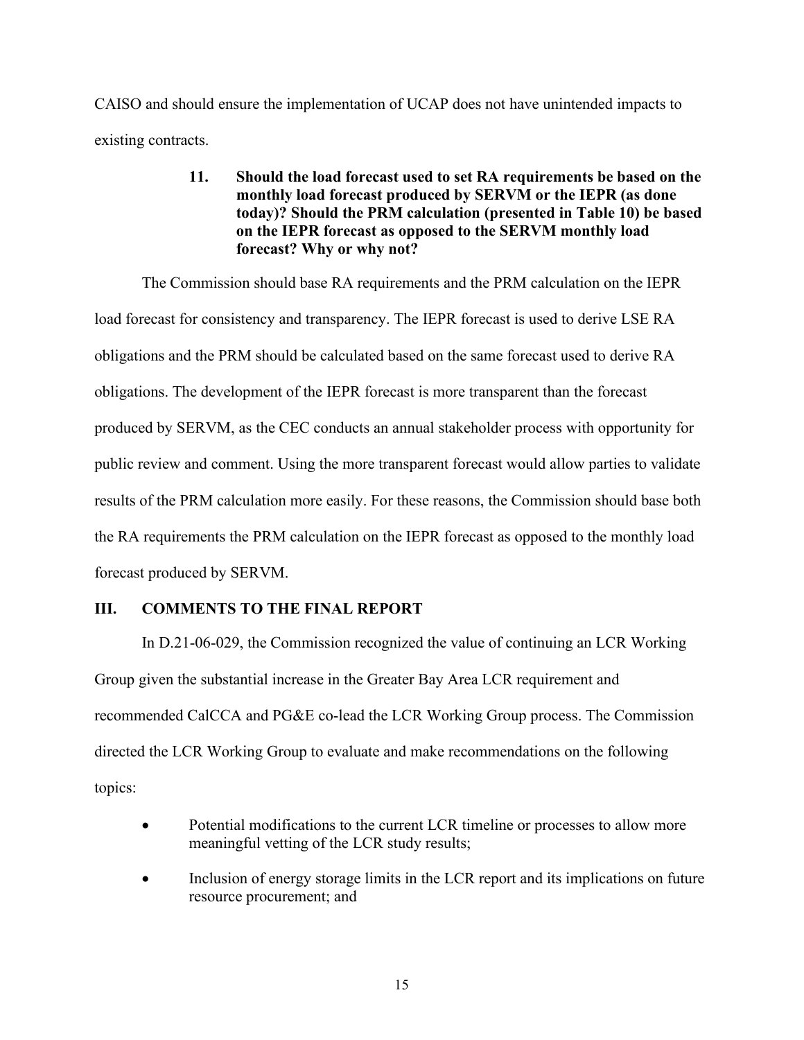CAISO and should ensure the implementation of UCAP does not have unintended impacts to existing contracts.

> **11. Should the load forecast used to set RA requirements be based on the monthly load forecast produced by SERVM or the IEPR (as done today)? Should the PRM calculation (presented in Table 10) be based on the IEPR forecast as opposed to the SERVM monthly load forecast? Why or why not?**

The Commission should base RA requirements and the PRM calculation on the IEPR load forecast for consistency and transparency. The IEPR forecast is used to derive LSE RA obligations and the PRM should be calculated based on the same forecast used to derive RA obligations. The development of the IEPR forecast is more transparent than the forecast produced by SERVM, as the CEC conducts an annual stakeholder process with opportunity for public review and comment. Using the more transparent forecast would allow parties to validate results of the PRM calculation more easily. For these reasons, the Commission should base both the RA requirements the PRM calculation on the IEPR forecast as opposed to the monthly load forecast produced by SERVM.

## III. COMMENTS TO THE FINAL REPORT

In D.21-06-029, the Commission recognized the value of continuing an LCR Working Group given the substantial increase in the Greater Bay Area LCR requirement and recommended CalCCA and PG&E co-lead the LCR Working Group process. The Commission directed the LCR Working Group to evaluate and make recommendations on the following topics:

- Potential modifications to the current LCR timeline or processes to allow more meaningful vetting of the LCR study results;
- Inclusion of energy storage limits in the LCR report and its implications on future resource procurement; and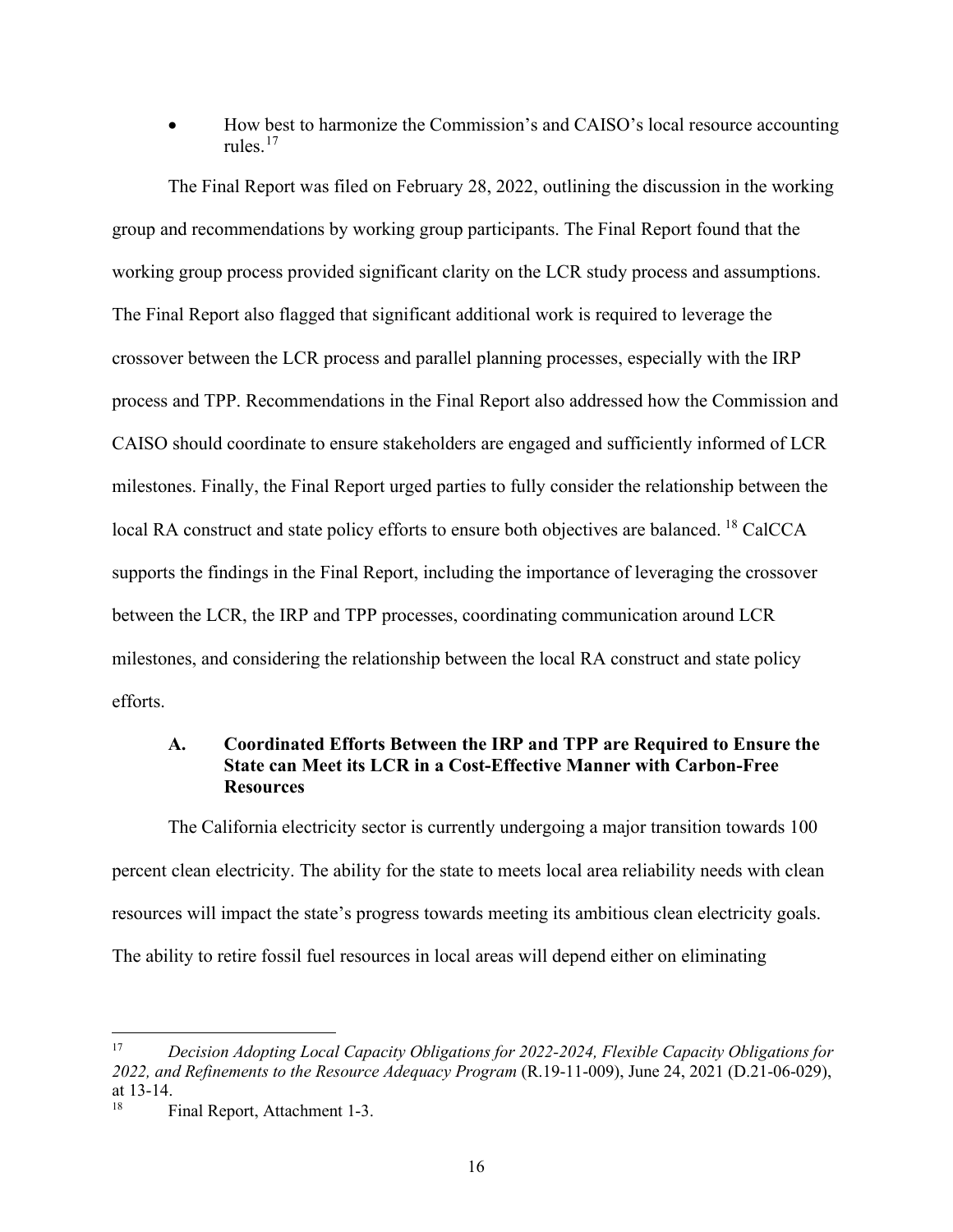- How best to harmonize the Commission's and CAISO's local resource accounting rules.[17]

The Final Report was filed on February 28, 2022, outlining the discussion in the working group and recommendations by working group participants. The Final Report found that the working group process provided significant clarity on the LCR study process and assumptions. The Final Report also flagged that significant additional work is required to leverage the crossover between the LCR process and parallel planning processes, especially with the IRP process and TPP. Recommendations in the Final Report also addressed how the Commission and CAISO should coordinate to ensure stakeholders are engaged and sufficiently informed of LCR milestones. Finally, the Final Report urged parties to fully consider the relationship between the local RA construct and state policy efforts to ensure both objectives are balanced. [18] CalCCA supports the findings in the Final Report, including the importance of leveraging the crossover between the LCR, the IRP and TPP processes, coordinating communication around LCR milestones, and considering the relationship between the local RA construct and state policy efforts.

### A. Coordinated Efforts Between the IRP and TPP are Required to Ensure the State can Meet its LCR in a Cost-Effective Manner with Carbon-Free Resources

The California electricity sector is currently undergoing a major transition towards 100 percent clean electricity. The ability for the state to meets local area reliability needs with clean resources will impact the state's progress towards meeting its ambitious clean electricity goals. The ability to retire fossil fuel resources in local areas will depend either on eliminating

---

[17] *Decision Adopting Local Capacity Obligations for 2022-2024, Flexible Capacity Obligations for 2022, and Refinements to the Resource Adequacy Program* (R.19-11-009), June 24, 2021 (D.21-06-029), at 13-14.

[18] Final Report, Attachment 1-3.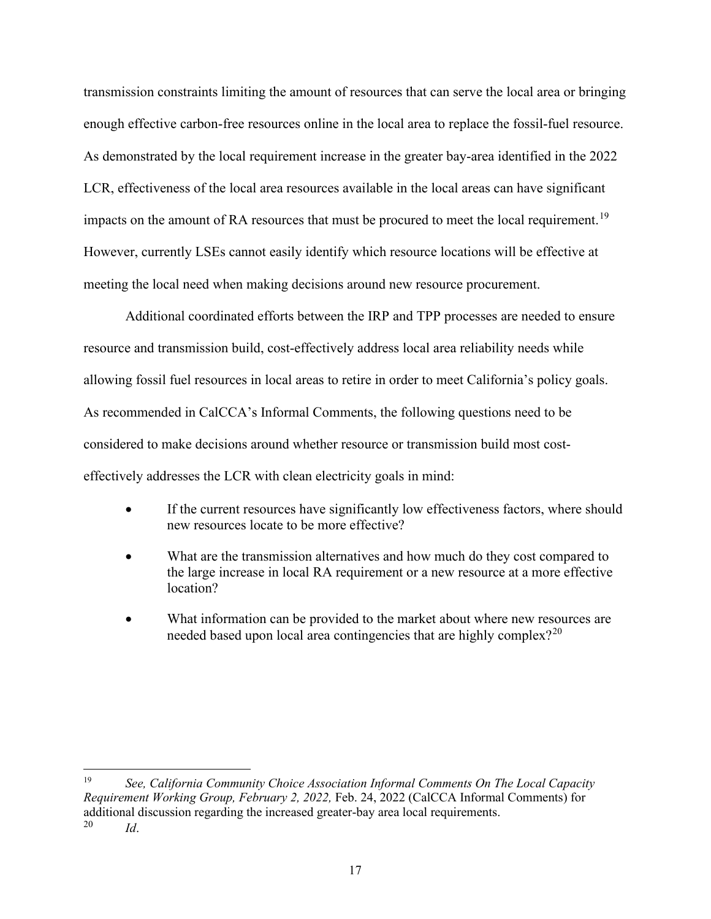transmission constraints limiting the amount of resources that can serve the local area or bringing enough effective carbon-free resources online in the local area to replace the fossil-fuel resource. As demonstrated by the local requirement increase in the greater bay-area identified in the 2022 LCR, effectiveness of the local area resources available in the local areas can have significant impacts on the amount of RA resources that must be procured to meet the local requirement.[19] However, currently LSEs cannot easily identify which resource locations will be effective at meeting the local need when making decisions around new resource procurement.

Additional coordinated efforts between the IRP and TPP processes are needed to ensure resource and transmission build, cost-effectively address local area reliability needs while allowing fossil fuel resources in local areas to retire in order to meet California's policy goals. As recommended in CalCCA's Informal Comments, the following questions need to be considered to make decisions around whether resource or transmission build most cost-effectively addresses the LCR with clean electricity goals in mind:

- If the current resources have significantly low effectiveness factors, where should new resources locate to be more effective?
- What are the transmission alternatives and how much do they cost compared to the large increase in local RA requirement or a new resource at a more effective location?
- What information can be provided to the market about where new resources are needed based upon local area contingencies that are highly complex?[20]

---

[19] *See, California Community Choice Association Informal Comments On The Local Capacity Requirement Working Group, February 2, 2022,* Feb. 24, 2022 (CalCCA Informal Comments) for additional discussion regarding the increased greater-bay area local requirements.

[20] *Id*.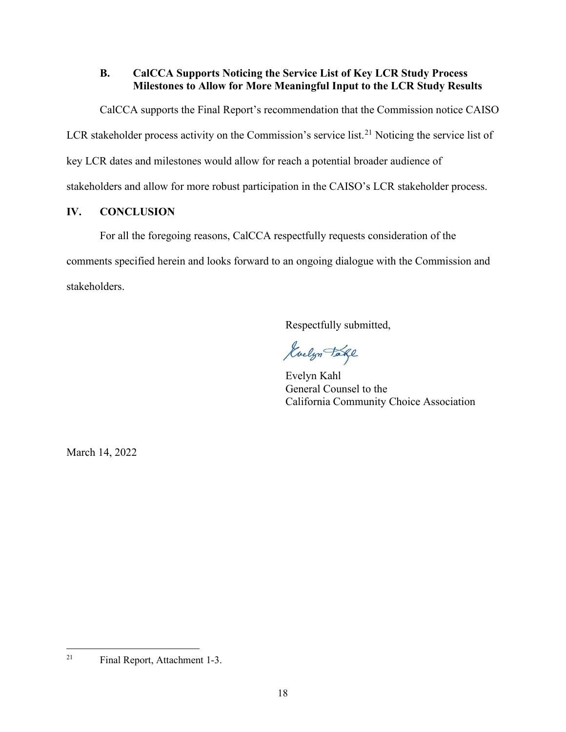### B. CalCCA Supports Noticing the Service List of Key LCR Study Process Milestones to Allow for More Meaningful Input to the LCR Study Results

CalCCA supports the Final Report's recommendation that the Commission notice CAISO LCR stakeholder process activity on the Commission's service list.[21] Noticing the service list of key LCR dates and milestones would allow for reach a potential broader audience of stakeholders and allow for more robust participation in the CAISO's LCR stakeholder process.

## IV. CONCLUSION

For all the foregoing reasons, CalCCA respectfully requests consideration of the comments specified herein and looks forward to an ongoing dialogue with the Commission and stakeholders.

Respectfully submitted,

Evelyn Kahl
General Counsel to the
California Community Choice Association

March 14, 2022

---

[21] Final Report, Attachment 1-3.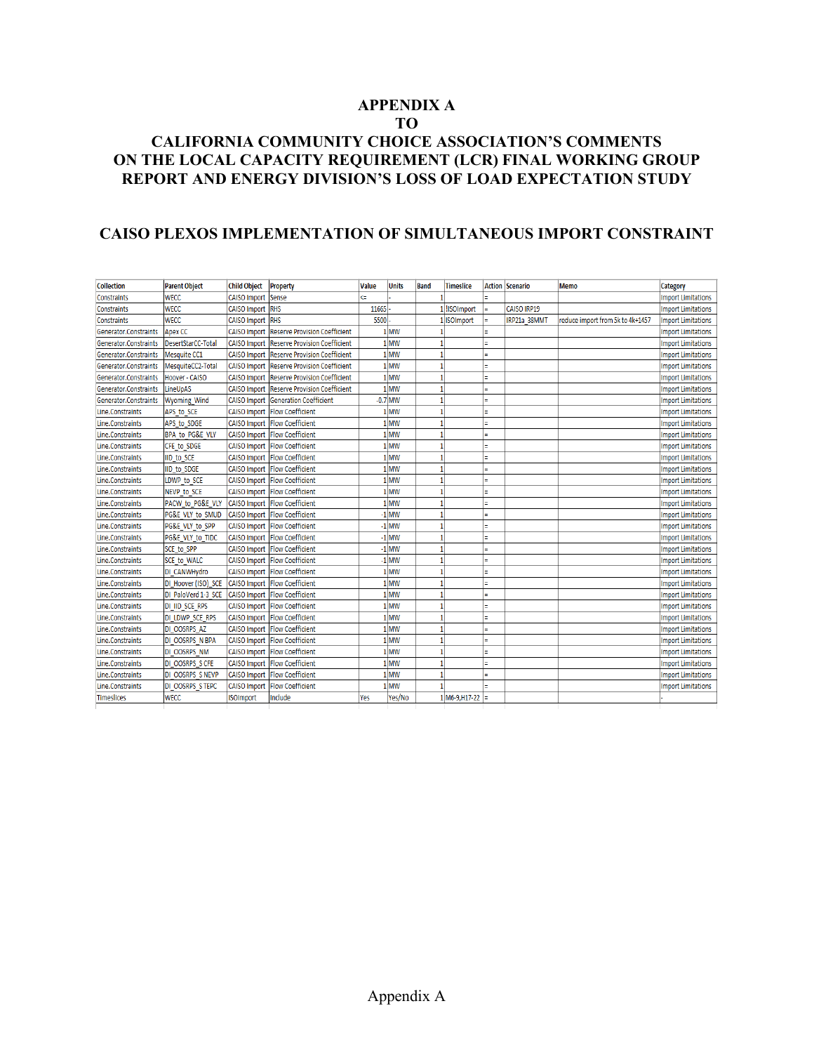# APPENDIX A
# TO
# CALIFORNIA COMMUNITY CHOICE ASSOCIATION'S COMMENTS ON THE LOCAL CAPACITY REQUIREMENT (LCR) FINAL WORKING GROUP REPORT AND ENERGY DIVISION'S LOSS OF LOAD EXPECTATION STUDY

## CAISO PLEXOS IMPLEMENTATION OF SIMULTANEOUS IMPORT CONSTRAINT

| Collection | Parent Object | Child Object | Property | Value | Units | Band | Timeslice | Action | Scenario | Memo | Category |
|---|---|---|---|---|---|---|---|---|---|---|---|
| Constraints | WECC | CAISO Import | Sense | <= | - | 1 | | = | | | Import Limitations |
| Constraints | WECC | CAISO Import | RHS | 11665 | - | 1 | !ISOImport | = | CAISO IRP19 | | Import Limitations |
| Constraints | WECC | CAISO Import | RHS | 5500 | - | 1 | ISOImport | = | IRP21a_38MMT | reduce import from 5k to 4k+1457 | Import Limitations |
| Generator.Constraints | Apex CC | CAISO Import | Reserve Provision Coefficient | 1 | MW | 1 | | = | | | Import Limitations |
| Generator.Constraints | DesertStarCC-Total | CAISO Import | Reserve Provision Coefficient | 1 | MW | 1 | | = | | | Import Limitations |
| Generator.Constraints | Mesquite CC1 | CAISO Import | Reserve Provision Coefficient | 1 | MW | 1 | | = | | | Import Limitations |
| Generator.Constraints | MesquiteCC2-Total | CAISO Import | Reserve Provision Coefficient | 1 | MW | 1 | | = | | | Import Limitations |
| Generator.Constraints | Hoover - CAISO | CAISO Import | Reserve Provision Coefficient | 1 | MW | 1 | | = | | | Import Limitations |
| Generator.Constraints | LineUpAS | CAISO Import | Reserve Provision Coefficient | 1 | MW | 1 | | = | | | Import Limitations |
| Generator.Constraints | Wyoming_Wind | CAISO Import | Generation Coefficient | -0.7 | MW | 1 | | = | | | Import Limitations |
| Line.Constraints | APS_to_SCE | CAISO Import | Flow Coefficient | 1 | MW | 1 | | = | | | Import Limitations |
| Line.Constraints | APS_to_SDGE | CAISO Import | Flow Coefficient | 1 | MW | 1 | | = | | | Import Limitations |
| Line.Constraints | BPA_to_PG&E_VLY | CAISO Import | Flow Coefficient | 1 | MW | 1 | | = | | | Import Limitations |
| Line.Constraints | CFE_to_SDGE | CAISO Import | Flow Coefficient | 1 | MW | 1 | | = | | | Import Limitations |
| Line.Constraints | IID_to_SCE | CAISO Import | Flow Coefficient | 1 | MW | 1 | | = | | | Import Limitations |
| Line.Constraints | IID_to_SDGE | CAISO Import | Flow Coefficient | 1 | MW | 1 | | = | | | Import Limitations |
| Line.Constraints | LDWP_to_SCE | CAISO Import | Flow Coefficient | 1 | MW | 1 | | = | | | Import Limitations |
| Line.Constraints | NEVP_to_SCE | CAISO Import | Flow Coefficient | 1 | MW | 1 | | = | | | Import Limitations |
| Line.Constraints | PACW_to_PG&E_VLY | CAISO Import | Flow Coefficient | 1 | MW | 1 | | = | | | Import Limitations |
| Line.Constraints | PG&E_VLY_to_SMUD | CAISO Import | Flow Coefficient | -1 | MW | 1 | | = | | | Import Limitations |
| Line.Constraints | PG&E_VLY_to_SPP | CAISO Import | Flow Coefficient | -1 | MW | 1 | | = | | | Import Limitations |
| Line.Constraints | PG&E_VLY_to_TIDC | CAISO Import | Flow Coefficient | -1 | MW | 1 | | = | | | Import Limitations |
| Line.Constraints | SCE_to_SPP | CAISO Import | Flow Coefficient | -1 | MW | 1 | | = | | | Import Limitations |
| Line.Constraints | SCE_to_WALC | CAISO Import | Flow Coefficient | -1 | MW | 1 | | = | | | Import Limitations |
| Line.Constraints | DI_CANWHydro | CAISO Import | Flow Coefficient | 1 | MW | 1 | | = | | | Import Limitations |
| Line.Constraints | DI_Hoover (ISO)_SCE | CAISO Import | Flow Coefficient | 1 | MW | 1 | | = | | | Import Limitations |
| Line.Constraints | DI_PaloVerd 1-3_SCE | CAISO Import | Flow Coefficient | 1 | MW | 1 | | = | | | Import Limitations |
| Line.Constraints | DI_IID_SCE_RPS | CAISO Import | Flow Coefficient | 1 | MW | 1 | | = | | | Import Limitations |
| Line.Constraints | DI_LDWP_SCE_RPS | CAISO Import | Flow Coefficient | 1 | MW | 1 | | = | | | Import Limitations |
| Line.Constraints | DI_OOSRPS_AZ | CAISO Import | Flow Coefficient | 1 | MW | 1 | | = | | | Import Limitations |
| Line.Constraints | DI_OOSRPS_N BPA | CAISO Import | Flow Coefficient | 1 | MW | 1 | | = | | | Import Limitations |
| Line.Constraints | DI_OOSRPS_NM | CAISO Import | Flow Coefficient | 1 | MW | 1 | | = | | | Import Limitations |
| Line.Constraints | DI_OOSRPS_S CFE | CAISO Import | Flow Coefficient | 1 | MW | 1 | | = | | | Import Limitations |
| Line.Constraints | DI_OOSRPS_S NEVP | CAISO Import | Flow Coefficient | 1 | MW | 1 | | = | | | Import Limitations |
| Line.Constraints | DI_OOSRPS_S TEPC | CAISO Import | Flow Coefficient | 1 | MW | 1 | | = | | | Import Limitations |
| Timeslices | WECC | ISOImport | Include | Yes | Yes/No | 1 | M6-9,H17-22 | = | | | - |